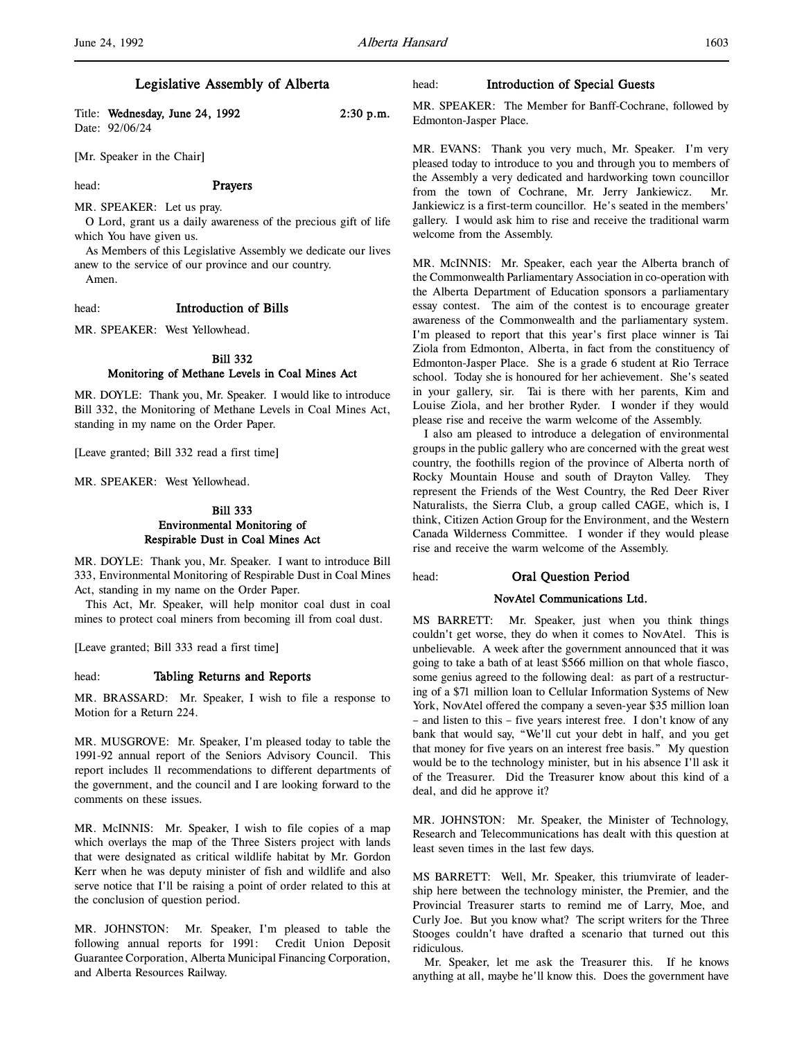# Legislative Assembly of Alberta

Title: **Wednesday, June 24, 1992** 2:30 p.m.
Date: 92/06/24

[Mr. Speaker in the Chair]

head: **Prayers**

MR. SPEAKER: Let us pray.

O Lord, grant us a daily awareness of the precious gift of life which You have given us.

As Members of this Legislative Assembly we dedicate our lives anew to the service of our province and our country.

Amen.

head: **Introduction of Bills**

MR. SPEAKER: West Yellowhead.

**Bill 332**
**Monitoring of Methane Levels in Coal Mines Act**

MR. DOYLE: Thank you, Mr. Speaker. I would like to introduce Bill 332, the Monitoring of Methane Levels in Coal Mines Act, standing in my name on the Order Paper.

[Leave granted; Bill 332 read a first time]

MR. SPEAKER: West Yellowhead.

**Bill 333**
**Environmental Monitoring of Respirable Dust in Coal Mines Act**

MR. DOYLE: Thank you, Mr. Speaker. I want to introduce Bill 333, Environmental Monitoring of Respirable Dust in Coal Mines Act, standing in my name on the Order Paper.

This Act, Mr. Speaker, will help monitor coal dust in coal mines to protect coal miners from becoming ill from coal dust.

[Leave granted; Bill 333 read a first time]

head: **Tabling Returns and Reports**

MR. BRASSARD: Mr. Speaker, I wish to file a response to Motion for a Return 224.

MR. MUSGROVE: Mr. Speaker, I'm pleased today to table the 1991-92 annual report of the Seniors Advisory Council. This report includes 11 recommendations to different departments of the government, and the council and I are looking forward to the comments on these issues.

MR. McINNIS: Mr. Speaker, I wish to file copies of a map which overlays the map of the Three Sisters project with lands that were designated as critical wildlife habitat by Mr. Gordon Kerr when he was deputy minister of fish and wildlife and also serve notice that I'll be raising a point of order related to this at the conclusion of question period.

MR. JOHNSTON: Mr. Speaker, I'm pleased to table the following annual reports for 1991: Credit Union Deposit Guarantee Corporation, Alberta Municipal Financing Corporation, and Alberta Resources Railway.

head: **Introduction of Special Guests**

MR. SPEAKER: The Member for Banff-Cochrane, followed by Edmonton-Jasper Place.

MR. EVANS: Thank you very much, Mr. Speaker. I'm very pleased today to introduce to you and through you to members of the Assembly a very dedicated and hardworking town councillor from the town of Cochrane, Mr. Jerry Jankiewicz. Mr. Jankiewicz is a first-term councillor. He's seated in the members' gallery. I would ask him to rise and receive the traditional warm welcome from the Assembly.

MR. McINNIS: Mr. Speaker, each year the Alberta branch of the Commonwealth Parliamentary Association in co-operation with the Alberta Department of Education sponsors a parliamentary essay contest. The aim of the contest is to encourage greater awareness of the Commonwealth and the parliamentary system. I'm pleased to report that this year's first place winner is Tai Ziola from Edmonton, Alberta, in fact from the constituency of Edmonton-Jasper Place. She is a grade 6 student at Rio Terrace school. Today she is honoured for her achievement. She's seated in your gallery, sir. Tai is there with her parents, Kim and Louise Ziola, and her brother Ryder. I wonder if they would please rise and receive the warm welcome of the Assembly.

I also am pleased to introduce a delegation of environmental groups in the public gallery who are concerned with the great west country, the foothills region of the province of Alberta north of Rocky Mountain House and south of Drayton Valley. They represent the Friends of the West Country, the Red Deer River Naturalists, the Sierra Club, a group called CAGE, which is, I think, Citizen Action Group for the Environment, and the Western Canada Wilderness Committee. I wonder if they would please rise and receive the warm welcome of the Assembly.

head: **Oral Question Period**

**NovAtel Communications Ltd.**

MS BARRETT: Mr. Speaker, just when you think things couldn't get worse, they do when it comes to NovAtel. This is unbelievable. A week after the government announced that it was going to take a bath of at least $566 million on that whole fiasco, some genius agreed to the following deal: as part of a restructuring of a $71 million loan to Cellular Information Systems of New York, NovAtel offered the company a seven-year $35 million loan – and listen to this – five years interest free. I don't know of any bank that would say, "We'll cut your debt in half, and you get that money for five years on an interest free basis." My question would be to the technology minister, but in his absence I'll ask it of the Treasurer. Did the Treasurer know about this kind of a deal, and did he approve it?

MR. JOHNSTON: Mr. Speaker, the Minister of Technology, Research and Telecommunications has dealt with this question at least seven times in the last few days.

MS BARRETT: Well, Mr. Speaker, this triumvirate of leadership here between the technology minister, the Premier, and the Provincial Treasurer starts to remind me of Larry, Moe, and Curly Joe. But you know what? The script writers for the Three Stooges couldn't have drafted a scenario that turned out this ridiculous.

Mr. Speaker, let me ask the Treasurer this. If he knows anything at all, maybe he'll know this. Does the government have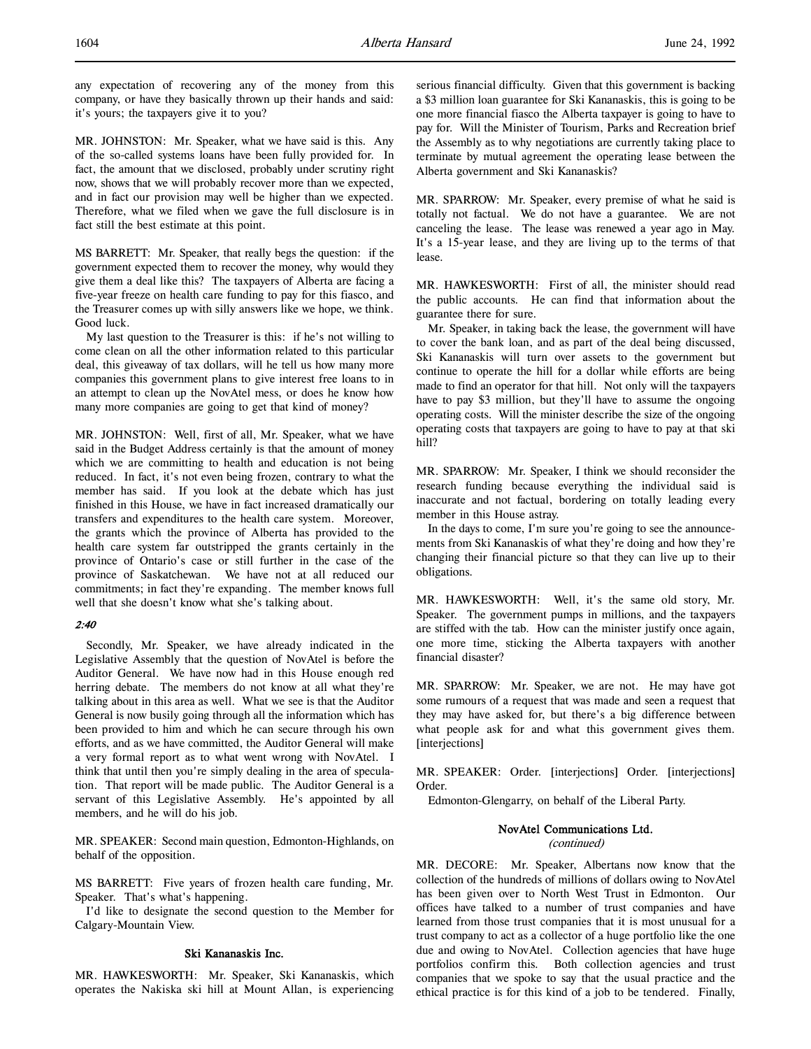any expectation of recovering any of the money from this company, or have they basically thrown up their hands and said: it's yours; the taxpayers give it to you?

MR. JOHNSTON: Mr. Speaker, what we have said is this. Any of the so-called systems loans have been fully provided for. In fact, the amount that we disclosed, probably under scrutiny right now, shows that we will probably recover more than we expected, and in fact our provision may well be higher than we expected. Therefore, what we filed when we gave the full disclosure is in fact still the best estimate at this point.

MS BARRETT: Mr. Speaker, that really begs the question: if the government expected them to recover the money, why would they give them a deal like this? The taxpayers of Alberta are facing a five-year freeze on health care funding to pay for this fiasco, and the Treasurer comes up with silly answers like we hope, we think. Good luck.

My last question to the Treasurer is this: if he's not willing to come clean on all the other information related to this particular deal, this giveaway of tax dollars, will he tell us how many more companies this government plans to give interest free loans to in an attempt to clean up the NovAtel mess, or does he know how many more companies are going to get that kind of money?

MR. JOHNSTON: Well, first of all, Mr. Speaker, what we have said in the Budget Address certainly is that the amount of money which we are committing to health and education is not being reduced. In fact, it's not even being frozen, contrary to what the member has said. If you look at the debate which has just finished in this House, we have in fact increased dramatically our transfers and expenditures to the health care system. Moreover, the grants which the province of Alberta has provided to the health care system far outstripped the grants certainly in the province of Ontario's case or still further in the case of the province of Saskatchewan. We have not at all reduced our commitments; in fact they're expanding. The member knows full well that she doesn't know what she's talking about.

*2:40*

Secondly, Mr. Speaker, we have already indicated in the Legislative Assembly that the question of NovAtel is before the Auditor General. We have now had in this House enough red herring debate. The members do not know at all what they're talking about in this area as well. What we see is that the Auditor General is now busily going through all the information which has been provided to him and which he can secure through his own efforts, and as we have committed, the Auditor General will make a very formal report as to what went wrong with NovAtel. I think that until then you're simply dealing in the area of speculation. That report will be made public. The Auditor General is a servant of this Legislative Assembly. He's appointed by all members, and he will do his job.

MR. SPEAKER: Second main question, Edmonton-Highlands, on behalf of the opposition.

MS BARRETT: Five years of frozen health care funding, Mr. Speaker. That's what's happening.

I'd like to designate the second question to the Member for Calgary-Mountain View.

## Ski Kananaskis Inc.

MR. HAWKESWORTH: Mr. Speaker, Ski Kananaskis, which operates the Nakiska ski hill at Mount Allan, is experiencing serious financial difficulty. Given that this government is backing a $3 million loan guarantee for Ski Kananaskis, this is going to be one more financial fiasco the Alberta taxpayer is going to have to pay for. Will the Minister of Tourism, Parks and Recreation brief the Assembly as to why negotiations are currently taking place to terminate by mutual agreement the operating lease between the Alberta government and Ski Kananaskis?

MR. SPARROW: Mr. Speaker, every premise of what he said is totally not factual. We do not have a guarantee. We are not canceling the lease. The lease was renewed a year ago in May. It's a 15-year lease, and they are living up to the terms of that lease.

MR. HAWKESWORTH: First of all, the minister should read the public accounts. He can find that information about the guarantee there for sure.

Mr. Speaker, in taking back the lease, the government will have to cover the bank loan, and as part of the deal being discussed, Ski Kananaskis will turn over assets to the government but continue to operate the hill for a dollar while efforts are being made to find an operator for that hill. Not only will the taxpayers have to pay $3 million, but they'll have to assume the ongoing operating costs. Will the minister describe the size of the ongoing operating costs that taxpayers are going to have to pay at that ski hill?

MR. SPARROW: Mr. Speaker, I think we should reconsider the research funding because everything the individual said is inaccurate and not factual, bordering on totally leading every member in this House astray.

In the days to come, I'm sure you're going to see the announcements from Ski Kananaskis of what they're doing and how they're changing their financial picture so that they can live up to their obligations.

MR. HAWKESWORTH: Well, it's the same old story, Mr. Speaker. The government pumps in millions, and the taxpayers are stiffed with the tab. How can the minister justify once again, one more time, sticking the Alberta taxpayers with another financial disaster?

MR. SPARROW: Mr. Speaker, we are not. He may have got some rumours of a request that was made and seen a request that they may have asked for, but there's a big difference between what people ask for and what this government gives them. [interjections]

MR. SPEAKER: Order. [interjections] Order. [interjections] Order.

Edmonton-Glengarry, on behalf of the Liberal Party.

## NovAtel Communications Ltd.
*(continued)*

MR. DECORE: Mr. Speaker, Albertans now know that the collection of the hundreds of millions of dollars owing to NovAtel has been given over to North West Trust in Edmonton. Our offices have talked to a number of trust companies and have learned from those trust companies that it is most unusual for a trust company to act as a collector of a huge portfolio like the one due and owing to NovAtel. Collection agencies that have huge portfolios confirm this. Both collection agencies and trust companies that we spoke to say that the usual practice and the ethical practice is for this kind of a job to be tendered. Finally,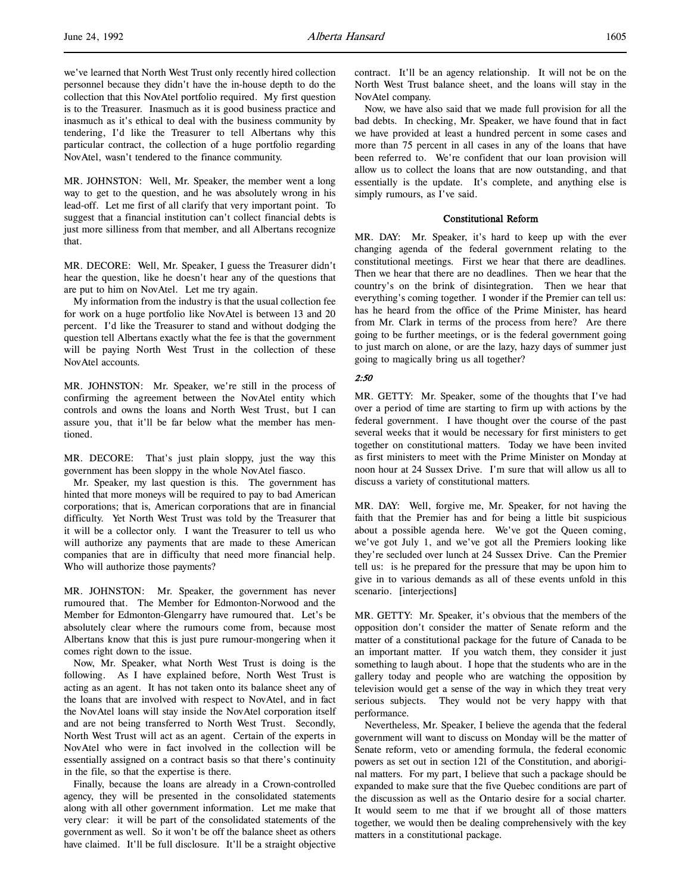we've learned that North West Trust only recently hired collection personnel because they didn't have the in-house depth to do the collection that this NovAtel portfolio required. My first question is to the Treasurer. Inasmuch as it is good business practice and inasmuch as it's ethical to deal with the business community by tendering, I'd like the Treasurer to tell Albertans why this particular contract, the collection of a huge portfolio regarding NovAtel, wasn't tendered to the finance community.

MR. JOHNSTON: Well, Mr. Speaker, the member went a long way to get to the question, and he was absolutely wrong in his lead-off. Let me first of all clarify that very important point. To suggest that a financial institution can't collect financial debts is just more silliness from that member, and all Albertans recognize that.

MR. DECORE: Well, Mr. Speaker, I guess the Treasurer didn't hear the question, like he doesn't hear any of the questions that are put to him on NovAtel. Let me try again.

My information from the industry is that the usual collection fee for work on a huge portfolio like NovAtel is between 13 and 20 percent. I'd like the Treasurer to stand and without dodging the question tell Albertans exactly what the fee is that the government will be paying North West Trust in the collection of these NovAtel accounts.

MR. JOHNSTON: Mr. Speaker, we're still in the process of confirming the agreement between the NovAtel entity which controls and owns the loans and North West Trust, but I can assure you, that it'll be far below what the member has mentioned.

MR. DECORE: That's just plain sloppy, just the way this government has been sloppy in the whole NovAtel fiasco.

Mr. Speaker, my last question is this. The government has hinted that more moneys will be required to pay to bad American corporations; that is, American corporations that are in financial difficulty. Yet North West Trust was told by the Treasurer that it will be a collector only. I want the Treasurer to tell us who will authorize any payments that are made to these American companies that are in difficulty that need more financial help. Who will authorize those payments?

MR. JOHNSTON: Mr. Speaker, the government has never rumoured that. The Member for Edmonton-Norwood and the Member for Edmonton-Glengarry have rumoured that. Let's be absolutely clear where the rumours come from, because most Albertans know that this is just pure rumour-mongering when it comes right down to the issue.

Now, Mr. Speaker, what North West Trust is doing is the following. As I have explained before, North West Trust is acting as an agent. It has not taken onto its balance sheet any of the loans that are involved with respect to NovAtel, and in fact the NovAtel loans will stay inside the NovAtel corporation itself and are not being transferred to North West Trust. Secondly, North West Trust will act as an agent. Certain of the experts in NovAtel who were in fact involved in the collection will be essentially assigned on a contract basis so that there's continuity in the file, so that the expertise is there.

Finally, because the loans are already in a Crown-controlled agency, they will be presented in the consolidated statements along with all other government information. Let me make that very clear: it will be part of the consolidated statements of the government as well. So it won't be off the balance sheet as others have claimed. It'll be full disclosure. It'll be a straight objective contract. It'll be an agency relationship. It will not be on the North West Trust balance sheet, and the loans will stay in the NovAtel company.

Now, we have also said that we made full provision for all the bad debts. In checking, Mr. Speaker, we have found that in fact we have provided at least a hundred percent in some cases and more than 75 percent in all cases in any of the loans that have been referred to. We're confident that our loan provision will allow us to collect the loans that are now outstanding, and that essentially is the update. It's complete, and anything else is simply rumours, as I've said.

## Constitutional Reform

MR. DAY: Mr. Speaker, it's hard to keep up with the ever changing agenda of the federal government relating to the constitutional meetings. First we hear that there are deadlines. Then we hear that there are no deadlines. Then we hear that the country's on the brink of disintegration. Then we hear that everything's coming together. I wonder if the Premier can tell us: has he heard from the office of the Prime Minister, has heard from Mr. Clark in terms of the process from here? Are there going to be further meetings, or is the federal government going to just march on alone, or are the lazy, hazy days of summer just going to magically bring us all together?

*2:50*

MR. GETTY: Mr. Speaker, some of the thoughts that I've had over a period of time are starting to firm up with actions by the federal government. I have thought over the course of the past several weeks that it would be necessary for first ministers to get together on constitutional matters. Today we have been invited as first ministers to meet with the Prime Minister on Monday at noon hour at 24 Sussex Drive. I'm sure that will allow us all to discuss a variety of constitutional matters.

MR. DAY: Well, forgive me, Mr. Speaker, for not having the faith that the Premier has and for being a little bit suspicious about a possible agenda here. We've got the Queen coming, we've got July 1, and we've got all the Premiers looking like they're secluded over lunch at 24 Sussex Drive. Can the Premier tell us: is he prepared for the pressure that may be upon him to give in to various demands as all of these events unfold in this scenario. [interjections]

MR. GETTY: Mr. Speaker, it's obvious that the members of the opposition don't consider the matter of Senate reform and the matter of a constitutional package for the future of Canada to be an important matter. If you watch them, they consider it just something to laugh about. I hope that the students who are in the gallery today and people who are watching the opposition by television would get a sense of the way in which they treat very serious subjects. They would not be very happy with that performance.

Nevertheless, Mr. Speaker, I believe the agenda that the federal government will want to discuss on Monday will be the matter of Senate reform, veto or amending formula, the federal economic powers as set out in section 121 of the Constitution, and aboriginal matters. For my part, I believe that such a package should be expanded to make sure that the five Quebec conditions are part of the discussion as well as the Ontario desire for a social charter. It would seem to me that if we brought all of those matters together, we would then be dealing comprehensively with the key matters in a constitutional package.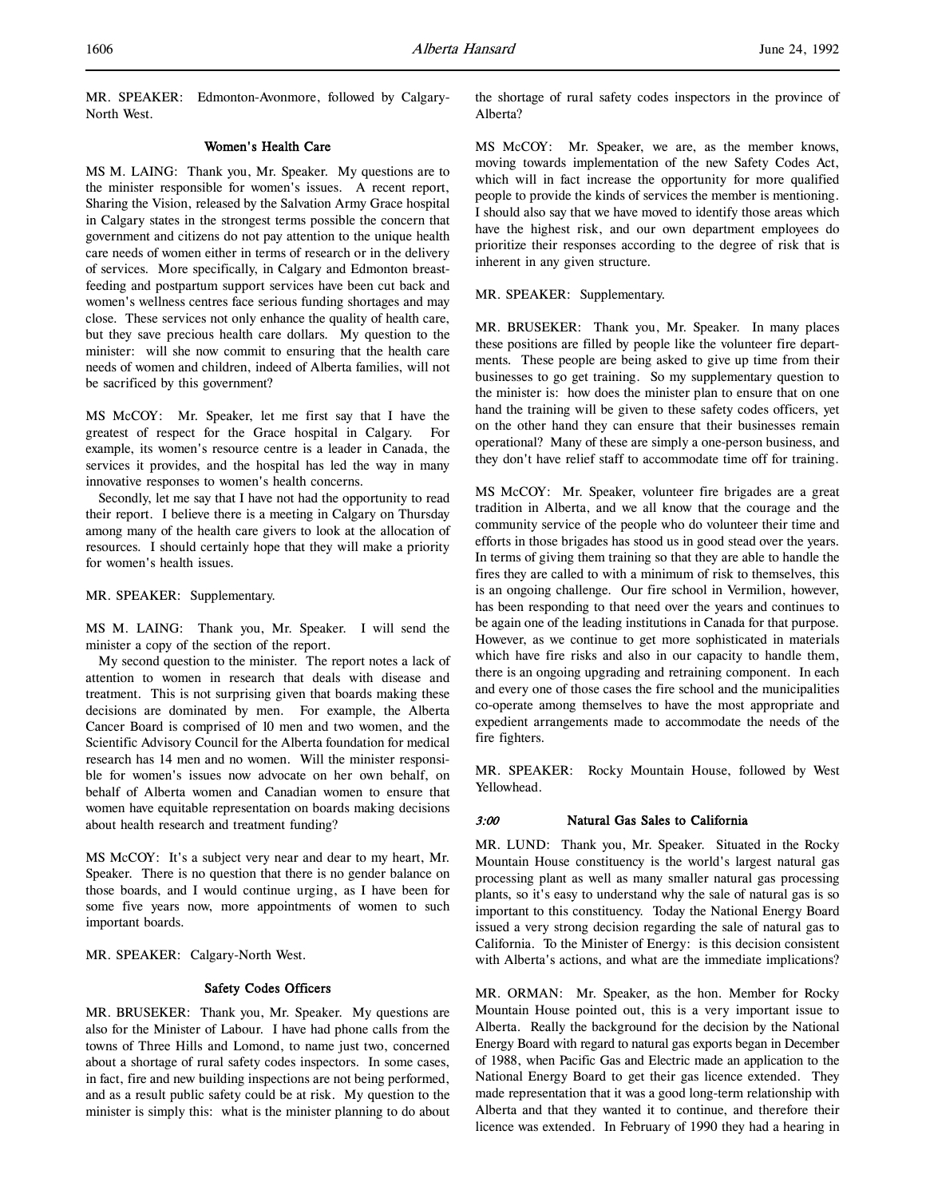MR. SPEAKER: Edmonton-Avonmore, followed by Calgary-North West.

### Women's Health Care

MS M. LAING: Thank you, Mr. Speaker. My questions are to the minister responsible for women's issues. A recent report, Sharing the Vision, released by the Salvation Army Grace hospital in Calgary states in the strongest terms possible the concern that government and citizens do not pay attention to the unique health care needs of women either in terms of research or in the delivery of services. More specifically, in Calgary and Edmonton breast-feeding and postpartum support services have been cut back and women's wellness centres face serious funding shortages and may close. These services not only enhance the quality of health care, but they save precious health care dollars. My question to the minister: will she now commit to ensuring that the health care needs of women and children, indeed of Alberta families, will not be sacrificed by this government?

MS McCOY: Mr. Speaker, let me first say that I have the greatest of respect for the Grace hospital in Calgary. For example, its women's resource centre is a leader in Canada, the services it provides, and the hospital has led the way in many innovative responses to women's health concerns.

Secondly, let me say that I have not had the opportunity to read their report. I believe there is a meeting in Calgary on Thursday among many of the health care givers to look at the allocation of resources. I should certainly hope that they will make a priority for women's health issues.

MR. SPEAKER: Supplementary.

MS M. LAING: Thank you, Mr. Speaker. I will send the minister a copy of the section of the report.

My second question to the minister. The report notes a lack of attention to women in research that deals with disease and treatment. This is not surprising given that boards making these decisions are dominated by men. For example, the Alberta Cancer Board is comprised of 10 men and two women, and the Scientific Advisory Council for the Alberta foundation for medical research has 14 men and no women. Will the minister responsible for women's issues now advocate on her own behalf, on behalf of Alberta women and Canadian women to ensure that women have equitable representation on boards making decisions about health research and treatment funding?

MS McCOY: It's a subject very near and dear to my heart, Mr. Speaker. There is no question that there is no gender balance on those boards, and I would continue urging, as I have been for some five years now, more appointments of women to such important boards.

MR. SPEAKER: Calgary-North West.

### Safety Codes Officers

MR. BRUSEKER: Thank you, Mr. Speaker. My questions are also for the Minister of Labour. I have had phone calls from the towns of Three Hills and Lomond, to name just two, concerned about a shortage of rural safety codes inspectors. In some cases, in fact, fire and new building inspections are not being performed, and as a result public safety could be at risk. My question to the minister is simply this: what is the minister planning to do about the shortage of rural safety codes inspectors in the province of Alberta?

MS McCOY: Mr. Speaker, we are, as the member knows, moving towards implementation of the new Safety Codes Act, which will in fact increase the opportunity for more qualified people to provide the kinds of services the member is mentioning. I should also say that we have moved to identify those areas which have the highest risk, and our own department employees do prioritize their responses according to the degree of risk that is inherent in any given structure.

MR. SPEAKER: Supplementary.

MR. BRUSEKER: Thank you, Mr. Speaker. In many places these positions are filled by people like the volunteer fire departments. These people are being asked to give up time from their businesses to go get training. So my supplementary question to the minister is: how does the minister plan to ensure that on one hand the training will be given to these safety codes officers, yet on the other hand they can ensure that their businesses remain operational? Many of these are simply a one-person business, and they don't have relief staff to accommodate time off for training.

MS McCOY: Mr. Speaker, volunteer fire brigades are a great tradition in Alberta, and we all know that the courage and the community service of the people who do volunteer their time and efforts in those brigades has stood us in good stead over the years. In terms of giving them training so that they are able to handle the fires they are called to with a minimum of risk to themselves, this is an ongoing challenge. Our fire school in Vermilion, however, has been responding to that need over the years and continues to be again one of the leading institutions in Canada for that purpose. However, as we continue to get more sophisticated in materials which have fire risks and also in our capacity to handle them, there is an ongoing upgrading and retraining component. In each and every one of those cases the fire school and the municipalities co-operate among themselves to have the most appropriate and expedient arrangements made to accommodate the needs of the fire fighters.

MR. SPEAKER: Rocky Mountain House, followed by West Yellowhead.

### *3:00* Natural Gas Sales to California

MR. LUND: Thank you, Mr. Speaker. Situated in the Rocky Mountain House constituency is the world's largest natural gas processing plant as well as many smaller natural gas processing plants, so it's easy to understand why the sale of natural gas is so important to this constituency. Today the National Energy Board issued a very strong decision regarding the sale of natural gas to California. To the Minister of Energy: is this decision consistent with Alberta's actions, and what are the immediate implications?

MR. ORMAN: Mr. Speaker, as the hon. Member for Rocky Mountain House pointed out, this is a very important issue to Alberta. Really the background for the decision by the National Energy Board with regard to natural gas exports began in December of 1988, when Pacific Gas and Electric made an application to the National Energy Board to get their gas licence extended. They made representation that it was a good long-term relationship with Alberta and that they wanted it to continue, and therefore their licence was extended. In February of 1990 they had a hearing in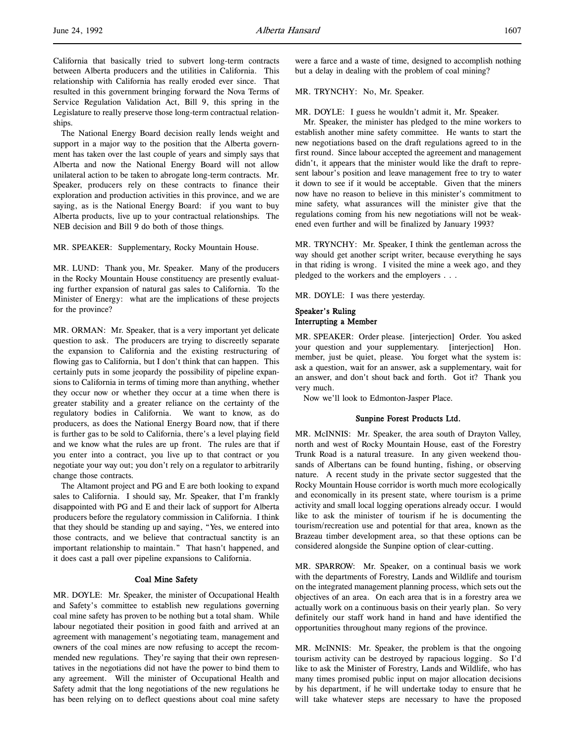California that basically tried to subvert long-term contracts between Alberta producers and the utilities in California. This relationship with California has really eroded ever since. That resulted in this government bringing forward the Nova Terms of Service Regulation Validation Act, Bill 9, this spring in the Legislature to really preserve those long-term contractual relationships.

The National Energy Board decision really lends weight and support in a major way to the position that the Alberta government has taken over the last couple of years and simply says that Alberta and now the National Energy Board will not allow unilateral action to be taken to abrogate long-term contracts. Mr. Speaker, producers rely on these contracts to finance their exploration and production activities in this province, and we are saying, as is the National Energy Board: if you want to buy Alberta products, live up to your contractual relationships. The NEB decision and Bill 9 do both of those things.

MR. SPEAKER: Supplementary, Rocky Mountain House.

MR. LUND: Thank you, Mr. Speaker. Many of the producers in the Rocky Mountain House constituency are presently evaluating further expansion of natural gas sales to California. To the Minister of Energy: what are the implications of these projects for the province?

MR. ORMAN: Mr. Speaker, that is a very important yet delicate question to ask. The producers are trying to discreetly separate the expansion to California and the existing restructuring of flowing gas to California, but I don't think that can happen. This certainly puts in some jeopardy the possibility of pipeline expansions to California in terms of timing more than anything, whether they occur now or whether they occur at a time when there is greater stability and a greater reliance on the certainty of the regulatory bodies in California. We want to know, as do producers, as does the National Energy Board now, that if there is further gas to be sold to California, there's a level playing field and we know what the rules are up front. The rules are that if you enter into a contract, you live up to that contract or you negotiate your way out; you don't rely on a regulator to arbitrarily change those contracts.

The Altamont project and PG and E are both looking to expand sales to California. I should say, Mr. Speaker, that I'm frankly disappointed with PG and E and their lack of support for Alberta producers before the regulatory commission in California. I think that they should be standing up and saying, "Yes, we entered into those contracts, and we believe that contractual sanctity is an important relationship to maintain." That hasn't happened, and it does cast a pall over pipeline expansions to California.

### Coal Mine Safety

MR. DOYLE: Mr. Speaker, the minister of Occupational Health and Safety's committee to establish new regulations governing coal mine safety has proven to be nothing but a total sham. While labour negotiated their position in good faith and arrived at an agreement with management's negotiating team, management and owners of the coal mines are now refusing to accept the recommended new regulations. They're saying that their own representatives in the negotiations did not have the power to bind them to any agreement. Will the minister of Occupational Health and Safety admit that the long negotiations of the new regulations he has been relying on to deflect questions about coal mine safety were a farce and a waste of time, designed to accomplish nothing but a delay in dealing with the problem of coal mining?

MR. TRYNCHY: No, Mr. Speaker.

MR. DOYLE: I guess he wouldn't admit it, Mr. Speaker.

Mr. Speaker, the minister has pledged to the mine workers to establish another mine safety committee. He wants to start the new negotiations based on the draft regulations agreed to in the first round. Since labour accepted the agreement and management didn't, it appears that the minister would like the draft to represent labour's position and leave management free to try to water it down to see if it would be acceptable. Given that the miners now have no reason to believe in this minister's commitment to mine safety, what assurances will the minister give that the regulations coming from his new negotiations will not be weakened even further and will be finalized by January 1993?

MR. TRYNCHY: Mr. Speaker, I think the gentleman across the way should get another script writer, because everything he says in that riding is wrong. I visited the mine a week ago, and they pledged to the workers and the employers . . .

MR. DOYLE: I was there yesterday.

### Speaker's Ruling
### Interrupting a Member

MR. SPEAKER: Order please. [interjection] Order. You asked your question and your supplementary. [interjection] Hon. member, just be quiet, please. You forget what the system is: ask a question, wait for an answer, ask a supplementary, wait for an answer, and don't shout back and forth. Got it? Thank you very much.

Now we'll look to Edmonton-Jasper Place.

### Sunpine Forest Products Ltd.

MR. McINNIS: Mr. Speaker, the area south of Drayton Valley, north and west of Rocky Mountain House, east of the Forestry Trunk Road is a natural treasure. In any given weekend thousands of Albertans can be found hunting, fishing, or observing nature. A recent study in the private sector suggested that the Rocky Mountain House corridor is worth much more ecologically and economically in its present state, where tourism is a prime activity and small local logging operations already occur. I would like to ask the minister of tourism if he is documenting the tourism/recreation use and potential for that area, known as the Brazeau timber development area, so that these options can be considered alongside the Sunpine option of clear-cutting.

MR. SPARROW: Mr. Speaker, on a continual basis we work with the departments of Forestry, Lands and Wildlife and tourism on the integrated management planning process, which sets out the objectives of an area. On each area that is in a forestry area we actually work on a continuous basis on their yearly plan. So very definitely our staff work hand in hand and have identified the opportunities throughout many regions of the province.

MR. McINNIS: Mr. Speaker, the problem is that the ongoing tourism activity can be destroyed by rapacious logging. So I'd like to ask the Minister of Forestry, Lands and Wildlife, who has many times promised public input on major allocation decisions by his department, if he will undertake today to ensure that he will take whatever steps are necessary to have the proposed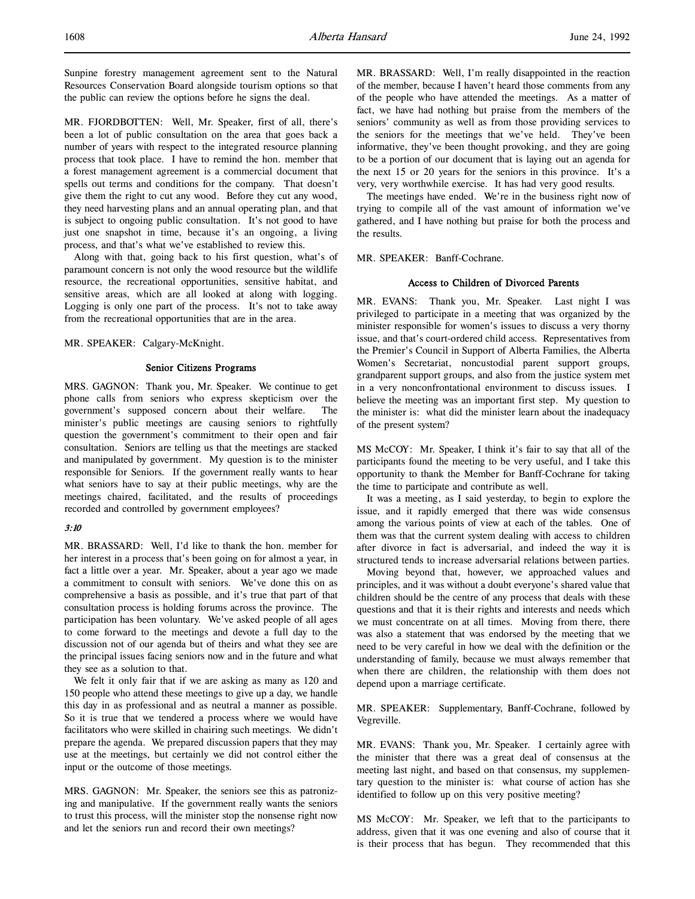Sunpine forestry management agreement sent to the Natural Resources Conservation Board alongside tourism options so that the public can review the options before he signs the deal.

MR. FJORDBOTTEN: Well, Mr. Speaker, first of all, there's been a lot of public consultation on the area that goes back a number of years with respect to the integrated resource planning process that took place. I have to remind the hon. member that a forest management agreement is a commercial document that spells out terms and conditions for the company. That doesn't give them the right to cut any wood. Before they cut any wood, they need harvesting plans and an annual operating plan, and that is subject to ongoing public consultation. It's not good to have just one snapshot in time, because it's an ongoing, a living process, and that's what we've established to review this.

Along with that, going back to his first question, what's of paramount concern is not only the wood resource but the wildlife resource, the recreational opportunities, sensitive habitat, and sensitive areas, which are all looked at along with logging. Logging is only one part of the process. It's not to take away from the recreational opportunities that are in the area.

MR. SPEAKER: Calgary-McKnight.

### Senior Citizens Programs

MRS. GAGNON: Thank you, Mr. Speaker. We continue to get phone calls from seniors who express skepticism over the government's supposed concern about their welfare. The minister's public meetings are causing seniors to rightfully question the government's commitment to their open and fair consultation. Seniors are telling us that the meetings are stacked and manipulated by government. My question is to the minister responsible for Seniors. If the government really wants to hear what seniors have to say at their public meetings, why are the meetings chaired, facilitated, and the results of proceedings recorded and controlled by government employees?

*3:10*

MR. BRASSARD: Well, I'd like to thank the hon. member for her interest in a process that's been going on for almost a year, in fact a little over a year. Mr. Speaker, about a year ago we made a commitment to consult with seniors. We've done this on as comprehensive a basis as possible, and it's true that part of that consultation process is holding forums across the province. The participation has been voluntary. We've asked people of all ages to come forward to the meetings and devote a full day to the discussion not of our agenda but of theirs and what they see are the principal issues facing seniors now and in the future and what they see as a solution to that.

We felt it only fair that if we are asking as many as 120 and 150 people who attend these meetings to give up a day, we handle this day in as professional and as neutral a manner as possible. So it is true that we tendered a process where we would have facilitators who were skilled in chairing such meetings. We didn't prepare the agenda. We prepared discussion papers that they may use at the meetings, but certainly we did not control either the input or the outcome of those meetings.

MRS. GAGNON: Mr. Speaker, the seniors see this as patronizing and manipulative. If the government really wants the seniors to trust this process, will the minister stop the nonsense right now and let the seniors run and record their own meetings?

MR. BRASSARD: Well, I'm really disappointed in the reaction of the member, because I haven't heard those comments from any of the people who have attended the meetings. As a matter of fact, we have had nothing but praise from the members of the seniors' community as well as from those providing services to the seniors for the meetings that we've held. They've been informative, they've been thought provoking, and they are going to be a portion of our document that is laying out an agenda for the next 15 or 20 years for the seniors in this province. It's a very, very worthwhile exercise. It has had very good results.

The meetings have ended. We're in the business right now of trying to compile all of the vast amount of information we've gathered, and I have nothing but praise for both the process and the results.

MR. SPEAKER: Banff-Cochrane.

### Access to Children of Divorced Parents

MR. EVANS: Thank you, Mr. Speaker. Last night I was privileged to participate in a meeting that was organized by the minister responsible for women's issues to discuss a very thorny issue, and that's court-ordered child access. Representatives from the Premier's Council in Support of Alberta Families, the Alberta Women's Secretariat, noncustodial parent support groups, grandparent support groups, and also from the justice system met in a very nonconfrontational environment to discuss issues. I believe the meeting was an important first step. My question to the minister is: what did the minister learn about the inadequacy of the present system?

MS McCOY: Mr. Speaker, I think it's fair to say that all of the participants found the meeting to be very useful, and I take this opportunity to thank the Member for Banff-Cochrane for taking the time to participate and contribute as well.

It was a meeting, as I said yesterday, to begin to explore the issue, and it rapidly emerged that there was wide consensus among the various points of view at each of the tables. One of them was that the current system dealing with access to children after divorce in fact is adversarial, and indeed the way it is structured tends to increase adversarial relations between parties.

Moving beyond that, however, we approached values and principles, and it was without a doubt everyone's shared value that children should be the centre of any process that deals with these questions and that it is their rights and interests and needs which we must concentrate on at all times. Moving from there, there was also a statement that was endorsed by the meeting that we need to be very careful in how we deal with the definition or the understanding of family, because we must always remember that when there are children, the relationship with them does not depend upon a marriage certificate.

MR. SPEAKER: Supplementary, Banff-Cochrane, followed by Vegreville.

MR. EVANS: Thank you, Mr. Speaker. I certainly agree with the minister that there was a great deal of consensus at the meeting last night, and based on that consensus, my supplementary question to the minister is: what course of action has she identified to follow up on this very positive meeting?

MS McCOY: Mr. Speaker, we left that to the participants to address, given that it was one evening and also of course that it is their process that has begun. They recommended that this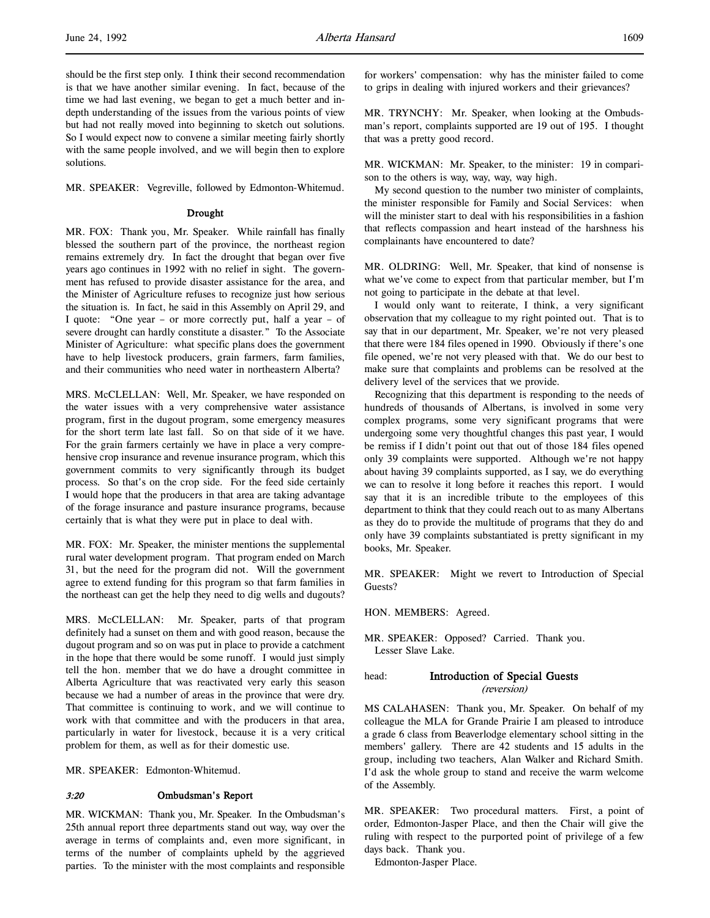should be the first step only. I think their second recommendation is that we have another similar evening. In fact, because of the time we had last evening, we began to get a much better and in-depth understanding of the issues from the various points of view but had not really moved into beginning to sketch out solutions. So I would expect now to convene a similar meeting fairly shortly with the same people involved, and we will begin then to explore solutions.

MR. SPEAKER: Vegreville, followed by Edmonton-Whitemud.

### Drought

MR. FOX: Thank you, Mr. Speaker. While rainfall has finally blessed the southern part of the province, the northeast region remains extremely dry. In fact the drought that began over five years ago continues in 1992 with no relief in sight. The government has refused to provide disaster assistance for the area, and the Minister of Agriculture refuses to recognize just how serious the situation is. In fact, he said in this Assembly on April 29, and I quote: "One year – or more correctly put, half a year – of severe drought can hardly constitute a disaster." To the Associate Minister of Agriculture: what specific plans does the government have to help livestock producers, grain farmers, farm families, and their communities who need water in northeastern Alberta?

MRS. McCLELLAN: Well, Mr. Speaker, we have responded on the water issues with a very comprehensive water assistance program, first in the dugout program, some emergency measures for the short term late last fall. So on that side of it we have. For the grain farmers certainly we have in place a very comprehensive crop insurance and revenue insurance program, which this government commits to very significantly through its budget process. So that's on the crop side. For the feed side certainly I would hope that the producers in that area are taking advantage of the forage insurance and pasture insurance programs, because certainly that is what they were put in place to deal with.

MR. FOX: Mr. Speaker, the minister mentions the supplemental rural water development program. That program ended on March 31, but the need for the program did not. Will the government agree to extend funding for this program so that farm families in the northeast can get the help they need to dig wells and dugouts?

MRS. McCLELLAN: Mr. Speaker, parts of that program definitely had a sunset on them and with good reason, because the dugout program and so on was put in place to provide a catchment in the hope that there would be some runoff. I would just simply tell the hon. member that we do have a drought committee in Alberta Agriculture that was reactivated very early this season because we had a number of areas in the province that were dry. That committee is continuing to work, and we will continue to work with that committee and with the producers in that area, particularly in water for livestock, because it is a very critical problem for them, as well as for their domestic use.

MR. SPEAKER: Edmonton-Whitemud.

### *3:20* Ombudsman's Report

MR. WICKMAN: Thank you, Mr. Speaker. In the Ombudsman's 25th annual report three departments stand out way, way over the average in terms of complaints and, even more significant, in terms of the number of complaints upheld by the aggrieved parties. To the minister with the most complaints and responsible for workers' compensation: why has the minister failed to come to grips in dealing with injured workers and their grievances?

MR. TRYNCHY: Mr. Speaker, when looking at the Ombudsman's report, complaints supported are 19 out of 195. I thought that was a pretty good record.

MR. WICKMAN: Mr. Speaker, to the minister: 19 in comparison to the others is way, way, way, way high.

My second question to the number two minister of complaints, the minister responsible for Family and Social Services: when will the minister start to deal with his responsibilities in a fashion that reflects compassion and heart instead of the harshness his complainants have encountered to date?

MR. OLDRING: Well, Mr. Speaker, that kind of nonsense is what we've come to expect from that particular member, but I'm not going to participate in the debate at that level.

I would only want to reiterate, I think, a very significant observation that my colleague to my right pointed out. That is to say that in our department, Mr. Speaker, we're not very pleased that there were 184 files opened in 1990. Obviously if there's one file opened, we're not very pleased with that. We do our best to make sure that complaints and problems can be resolved at the delivery level of the services that we provide.

Recognizing that this department is responding to the needs of hundreds of thousands of Albertans, is involved in some very complex programs, some very significant programs that were undergoing some very thoughtful changes this past year, I would be remiss if I didn't point out that out of those 184 files opened only 39 complaints were supported. Although we're not happy about having 39 complaints supported, as I say, we do everything we can to resolve it long before it reaches this report. I would say that it is an incredible tribute to the employees of this department to think that they could reach out to as many Albertans as they do to provide the multitude of programs that they do and only have 39 complaints substantiated is pretty significant in my books, Mr. Speaker.

MR. SPEAKER: Might we revert to Introduction of Special Guests?

HON. MEMBERS: Agreed.

MR. SPEAKER: Opposed? Carried. Thank you.
Lesser Slave Lake.

### head: Introduction of Special Guests
*(reversion)*

MS CALAHASEN: Thank you, Mr. Speaker. On behalf of my colleague the MLA for Grande Prairie I am pleased to introduce a grade 6 class from Beaverlodge elementary school sitting in the members' gallery. There are 42 students and 15 adults in the group, including two teachers, Alan Walker and Richard Smith. I'd ask the whole group to stand and receive the warm welcome of the Assembly.

MR. SPEAKER: Two procedural matters. First, a point of order, Edmonton-Jasper Place, and then the Chair will give the ruling with respect to the purported point of privilege of a few days back. Thank you.
Edmonton-Jasper Place.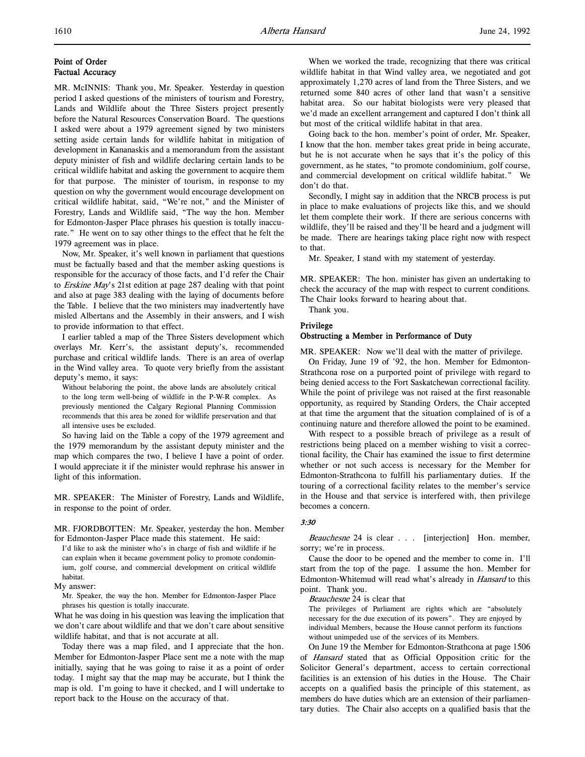## Point of Order
### Factual Accuracy

MR. McINNIS: Thank you, Mr. Speaker. Yesterday in question period I asked questions of the ministers of tourism and Forestry, Lands and Wildlife about the Three Sisters project presently before the Natural Resources Conservation Board. The questions I asked were about a 1979 agreement signed by two ministers setting aside certain lands for wildlife habitat in mitigation of development in Kananaskis and a memorandum from the assistant deputy minister of fish and wildlife declaring certain lands to be critical wildlife habitat and asking the government to acquire them for that purpose. The minister of tourism, in response to my question on why the government would encourage development on critical wildlife habitat, said, "We're not," and the Minister of Forestry, Lands and Wildlife said, "The way the hon. Member for Edmonton-Jasper Place phrases his question is totally inaccurate." He went on to say other things to the effect that he felt the 1979 agreement was in place.

Now, Mr. Speaker, it's well known in parliament that questions must be factually based and that the member asking questions is responsible for the accuracy of those facts, and I'd refer the Chair to *Erskine May*'s 21st edition at page 287 dealing with that point and also at page 383 dealing with the laying of documents before the Table. I believe that the two ministers may inadvertently have misled Albertans and the Assembly in their answers, and I wish to provide information to that effect.

I earlier tabled a map of the Three Sisters development which overlays Mr. Kerr's, the assistant deputy's, recommended purchase and critical wildlife lands. There is an area of overlap in the Wind valley area. To quote very briefly from the assistant deputy's memo, it says:

> Without belaboring the point, the above lands are absolutely critical to the long term well-being of wildlife in the P-W-R complex. As previously mentioned the Calgary Regional Planning Commission recommends that this area be zoned for wildlife preservation and that all intensive uses be excluded.

So having laid on the Table a copy of the 1979 agreement and the 1979 memorandum by the assistant deputy minister and the map which compares the two, I believe I have a point of order. I would appreciate it if the minister would rephrase his answer in light of this information.

MR. SPEAKER: The Minister of Forestry, Lands and Wildlife, in response to the point of order.

MR. FJORDBOTTEN: Mr. Speaker, yesterday the hon. Member for Edmonton-Jasper Place made this statement. He said:

> I'd like to ask the minister who's in charge of fish and wildlife if he can explain when it became government policy to promote condominium, golf course, and commercial development on critical wildlife habitat.

My answer:

> Mr. Speaker, the way the hon. Member for Edmonton-Jasper Place phrases his question is totally inaccurate.

What he was doing in his question was leaving the implication that we don't care about wildlife and that we don't care about sensitive wildlife habitat, and that is not accurate at all.

Today there was a map filed, and I appreciate that the hon. Member for Edmonton-Jasper Place sent me a note with the map initially, saying that he was going to raise it as a point of order today. I might say that the map may be accurate, but I think the map is old. I'm going to have it checked, and I will undertake to report back to the House on the accuracy of that.

When we worked the trade, recognizing that there was critical wildlife habitat in that Wind valley area, we negotiated and got approximately 1,270 acres of land from the Three Sisters, and we returned some 840 acres of other land that wasn't a sensitive habitat area. So our habitat biologists were very pleased that we'd made an excellent arrangement and captured I don't think all but most of the critical wildlife habitat in that area.

Going back to the hon. member's point of order, Mr. Speaker, I know that the hon. member takes great pride in being accurate, but he is not accurate when he says that it's the policy of this government, as he states, "to promote condominium, golf course, and commercial development on critical wildlife habitat." We don't do that.

Secondly, I might say in addition that the NRCB process is put in place to make evaluations of projects like this, and we should let them complete their work. If there are serious concerns with wildlife, they'll be raised and they'll be heard and a judgment will be made. There are hearings taking place right now with respect to that.

Mr. Speaker, I stand with my statement of yesterday.

MR. SPEAKER: The hon. minister has given an undertaking to check the accuracy of the map with respect to current conditions. The Chair looks forward to hearing about that.

Thank you.

## Privilege
### Obstructing a Member in Performance of Duty

MR. SPEAKER: Now we'll deal with the matter of privilege.

On Friday, June 19 of '92, the hon. Member for Edmonton-Strathcona rose on a purported point of privilege with regard to being denied access to the Fort Saskatchewan correctional facility. While the point of privilege was not raised at the first reasonable opportunity, as required by Standing Orders, the Chair accepted at that time the argument that the situation complained of is of a continuing nature and therefore allowed the point to be examined.

With respect to a possible breach of privilege as a result of restrictions being placed on a member wishing to visit a correctional facility, the Chair has examined the issue to first determine whether or not such access is necessary for the Member for Edmonton-Strathcona to fulfill his parliamentary duties. If the touring of a correctional facility relates to the member's service in the House and that service is interfered with, then privilege becomes a concern.

*3:30*

*Beauchesne* 24 is clear . . . [interjection] Hon. member, sorry; we're in process.

Cause the door to be opened and the member to come in. I'll start from the top of the page. I assume the hon. Member for Edmonton-Whitemud will read what's already in *Hansard* to this point. Thank you.

*Beauchesne* 24 is clear that

> The privileges of Parliament are rights which are "absolutely necessary for the due execution of its powers". They are enjoyed by individual Members, because the House cannot perform its functions without unimpeded use of the services of its Members.

On June 19 the Member for Edmonton-Strathcona at page 1506 of *Hansard* stated that as Official Opposition critic for the Solicitor General's department, access to certain correctional facilities is an extension of his duties in the House. The Chair accepts on a qualified basis the principle of this statement, as members do have duties which are an extension of their parliamentary duties. The Chair also accepts on a qualified basis that the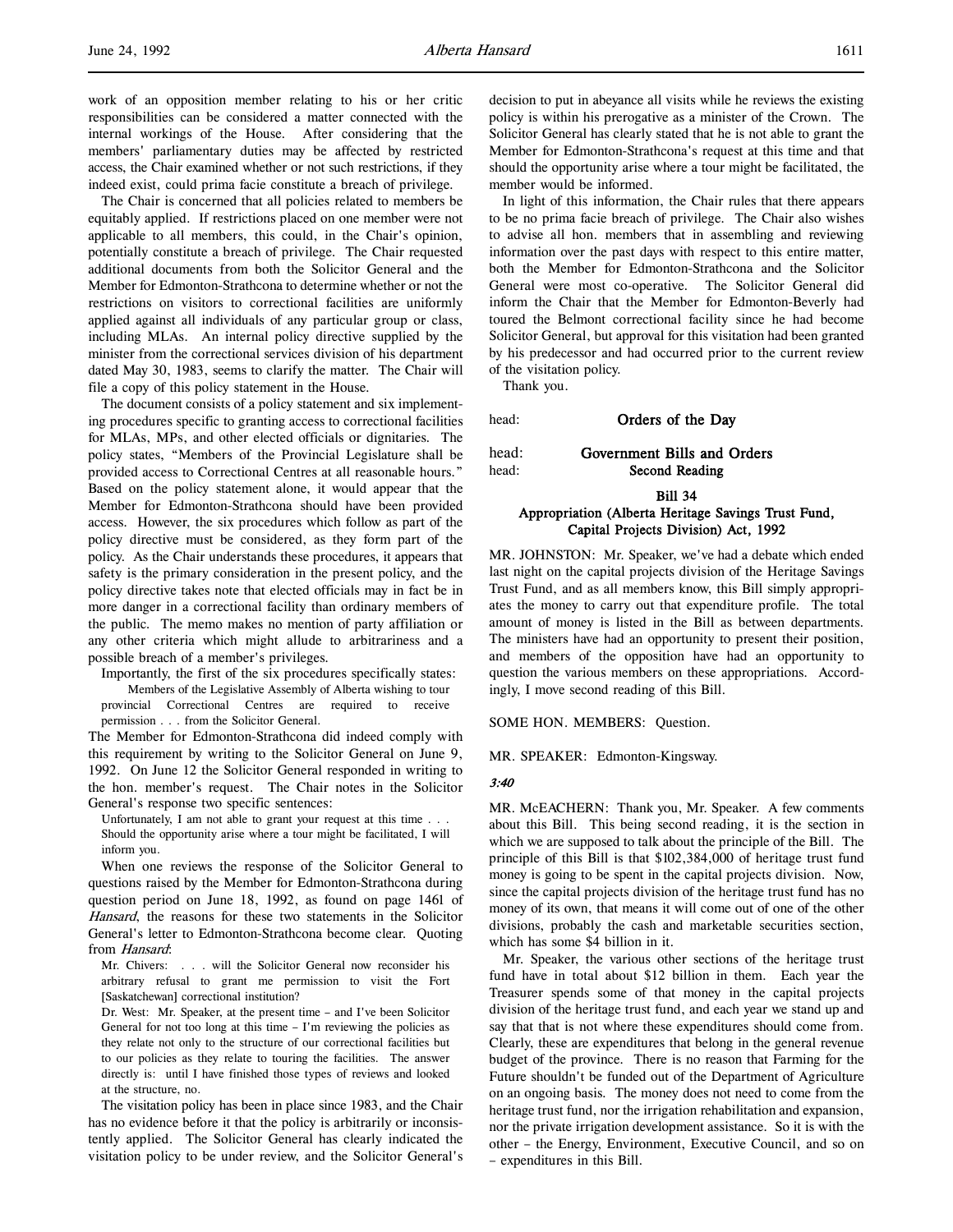work of an opposition member relating to his or her critic responsibilities can be considered a matter connected with the internal workings of the House. After considering that the members' parliamentary duties may be affected by restricted access, the Chair examined whether or not such restrictions, if they indeed exist, could prima facie constitute a breach of privilege.

The Chair is concerned that all policies related to members be equitably applied. If restrictions placed on one member were not applicable to all members, this could, in the Chair's opinion, potentially constitute a breach of privilege. The Chair requested additional documents from both the Solicitor General and the Member for Edmonton-Strathcona to determine whether or not the restrictions on visitors to correctional facilities are uniformly applied against all individuals of any particular group or class, including MLAs. An internal policy directive supplied by the minister from the correctional services division of his department dated May 30, 1983, seems to clarify the matter. The Chair will file a copy of this policy statement in the House.

The document consists of a policy statement and six implementing procedures specific to granting access to correctional facilities for MLAs, MPs, and other elected officials or dignitaries. The policy states, "Members of the Provincial Legislature shall be provided access to Correctional Centres at all reasonable hours." Based on the policy statement alone, it would appear that the Member for Edmonton-Strathcona should have been provided access. However, the six procedures which follow as part of the policy directive must be considered, as they form part of the policy. As the Chair understands these procedures, it appears that safety is the primary consideration in the present policy, and the policy directive takes note that elected officials may in fact be in more danger in a correctional facility than ordinary members of the public. The memo makes no mention of party affiliation or any other criteria which might allude to arbitrariness and a possible breach of a member's privileges.

Importantly, the first of the six procedures specifically states:

> Members of the Legislative Assembly of Alberta wishing to tour provincial Correctional Centres are required to receive permission . . . from the Solicitor General.

The Member for Edmonton-Strathcona did indeed comply with this requirement by writing to the Solicitor General on June 9, 1992. On June 12 the Solicitor General responded in writing to the hon. member's request. The Chair notes in the Solicitor General's response two specific sentences:

> Unfortunately, I am not able to grant your request at this time . . . Should the opportunity arise where a tour might be facilitated, I will inform you.

When one reviews the response of the Solicitor General to questions raised by the Member for Edmonton-Strathcona during question period on June 18, 1992, as found on page 1461 of *Hansard*, the reasons for these two statements in the Solicitor General's letter to Edmonton-Strathcona become clear. Quoting from *Hansard*:

> Mr. Chivers: . . . will the Solicitor General now reconsider his arbitrary refusal to grant me permission to visit the Fort [Saskatchewan] correctional institution?
>
> Dr. West: Mr. Speaker, at the present time – and I've been Solicitor General for not too long at this time – I'm reviewing the policies as they relate not only to the structure of our correctional facilities but to our policies as they relate to touring the facilities. The answer directly is: until I have finished those types of reviews and looked at the structure, no.

The visitation policy has been in place since 1983, and the Chair has no evidence before it that the policy is arbitrarily or inconsistently applied. The Solicitor General has clearly indicated the visitation policy to be under review, and the Solicitor General's decision to put in abeyance all visits while he reviews the existing policy is within his prerogative as a minister of the Crown. The Solicitor General has clearly stated that he is not able to grant the Member for Edmonton-Strathcona's request at this time and that should the opportunity arise where a tour might be facilitated, the member would be informed.

In light of this information, the Chair rules that there appears to be no prima facie breach of privilege. The Chair also wishes to advise all hon. members that in assembling and reviewing information over the past days with respect to this entire matter, both the Member for Edmonton-Strathcona and the Solicitor General were most co-operative. The Solicitor General did inform the Chair that the Member for Edmonton-Beverly had toured the Belmont correctional facility since he had become Solicitor General, but approval for this visitation had been granted by his predecessor and had occurred prior to the current review of the visitation policy.

Thank you.

head: **Orders of the Day**

head: **Government Bills and Orders**
head: **Second Reading**

### Bill 34
### Appropriation (Alberta Heritage Savings Trust Fund, Capital Projects Division) Act, 1992

MR. JOHNSTON: Mr. Speaker, we've had a debate which ended last night on the capital projects division of the Heritage Savings Trust Fund, and as all members know, this Bill simply appropriates the money to carry out that expenditure profile. The total amount of money is listed in the Bill as between departments. The ministers have had an opportunity to present their position, and members of the opposition have had an opportunity to question the various members on these appropriations. Accordingly, I move second reading of this Bill.

SOME HON. MEMBERS: Question.

MR. SPEAKER: Edmonton-Kingsway.

*3:40*

MR. McEACHERN: Thank you, Mr. Speaker. A few comments about this Bill. This being second reading, it is the section in which we are supposed to talk about the principle of the Bill. The principle of this Bill is that $102,384,000 of heritage trust fund money is going to be spent in the capital projects division. Now, since the capital projects division of the heritage trust fund has no money of its own, that means it will come out of one of the other divisions, probably the cash and marketable securities section, which has some $4 billion in it.

Mr. Speaker, the various other sections of the heritage trust fund have in total about $12 billion in them. Each year the Treasurer spends some of that money in the capital projects division of the heritage trust fund, and each year we stand up and say that that is not where these expenditures should come from. Clearly, these are expenditures that belong in the general revenue budget of the province. There is no reason that Farming for the Future shouldn't be funded out of the Department of Agriculture on an ongoing basis. The money does not need to come from the heritage trust fund, nor the irrigation rehabilitation and expansion, nor the private irrigation development assistance. So it is with the other – the Energy, Environment, Executive Council, and so on – expenditures in this Bill.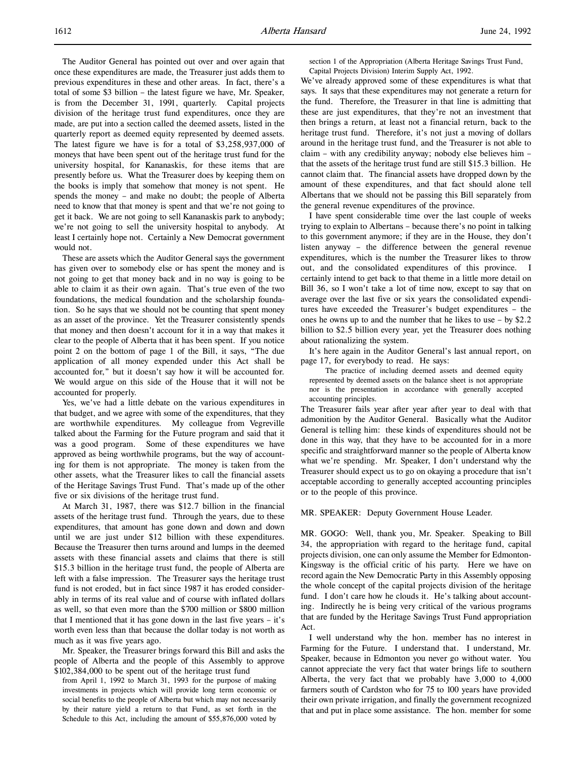The Auditor General has pointed out over and over again that once these expenditures are made, the Treasurer just adds them to previous expenditures in these and other areas. In fact, there's a total of some $3 billion – the latest figure we have, Mr. Speaker, is from the December 31, 1991, quarterly. Capital projects division of the heritage trust fund expenditures, once they are made, are put into a section called the deemed assets, listed in the quarterly report as deemed equity represented by deemed assets. The latest figure we have is for a total of $3,258,937,000 of moneys that have been spent out of the heritage trust fund for the university hospital, for Kananaskis, for these items that are presently before us. What the Treasurer does by keeping them on the books is imply that somehow that money is not spent. He spends the money – and make no doubt; the people of Alberta need to know that that money is spent and that we're not going to get it back. We are not going to sell Kananaskis park to anybody; we're not going to sell the university hospital to anybody. At least I certainly hope not. Certainly a New Democrat government would not.

These are assets which the Auditor General says the government has given over to somebody else or has spent the money and is not going to get that money back and in no way is going to be able to claim it as their own again. That's true even of the two foundations, the medical foundation and the scholarship foundation. So he says that we should not be counting that spent money as an asset of the province. Yet the Treasurer consistently spends that money and then doesn't account for it in a way that makes it clear to the people of Alberta that it has been spent. If you notice point 2 on the bottom of page 1 of the Bill, it says, "The due application of all money expended under this Act shall be accounted for," but it doesn't say how it will be accounted for. We would argue on this side of the House that it will not be accounted for properly.

Yes, we've had a little debate on the various expenditures in that budget, and we agree with some of the expenditures, that they are worthwhile expenditures. My colleague from Vegreville talked about the Farming for the Future program and said that it was a good program. Some of these expenditures we have approved as being worthwhile programs, but the way of accounting for them is not appropriate. The money is taken from the other assets, what the Treasurer likes to call the financial assets of the Heritage Savings Trust Fund. That's made up of the other five or six divisions of the heritage trust fund.

At March 31, 1987, there was $12.7 billion in the financial assets of the heritage trust fund. Through the years, due to these expenditures, that amount has gone down and down and down until we are just under $12 billion with these expenditures. Because the Treasurer then turns around and lumps in the deemed assets with these financial assets and claims that there is still $15.3 billion in the heritage trust fund, the people of Alberta are left with a false impression. The Treasurer says the heritage trust fund is not eroded, but in fact since 1987 it has eroded considerably in terms of its real value and of course with inflated dollars as well, so that even more than the $700 million or $800 million that I mentioned that it has gone down in the last five years – it's worth even less than that because the dollar today is not worth as much as it was five years ago.

Mr. Speaker, the Treasurer brings forward this Bill and asks the people of Alberta and the people of this Assembly to approve $102,384,000 to be spent out of the heritage trust fund

> from April 1, 1992 to March 31, 1993 for the purpose of making investments in projects which will provide long term economic or social benefits to the people of Alberta but which may not necessarily by their nature yield a return to that Fund, as set forth in the Schedule to this Act, including the amount of $55,876,000 voted by section 1 of the Appropriation (Alberta Heritage Savings Trust Fund, Capital Projects Division) Interim Supply Act, 1992.

We've already approved some of these expenditures is what that says. It says that these expenditures may not generate a return for the fund. Therefore, the Treasurer in that line is admitting that these are just expenditures, that they're not an investment that then brings a return, at least not a financial return, back to the heritage trust fund. Therefore, it's not just a moving of dollars around in the heritage trust fund, and the Treasurer is not able to claim – with any credibility anyway; nobody else believes him – that the assets of the heritage trust fund are still $15.3 billion. He cannot claim that. The financial assets have dropped down by the amount of these expenditures, and that fact should alone tell Albertans that we should not be passing this Bill separately from the general revenue expenditures of the province.

I have spent considerable time over the last couple of weeks trying to explain to Albertans – because there's no point in talking to this government anymore; if they are in the House, they don't listen anyway – the difference between the general revenue expenditures, which is the number the Treasurer likes to throw out, and the consolidated expenditures of this province. I certainly intend to get back to that theme in a little more detail on Bill 36, so I won't take a lot of time now, except to say that on average over the last five or six years the consolidated expenditures have exceeded the Treasurer's budget expenditures – the ones he owns up to and the number that he likes to use – by $2.2 billion to $2.5 billion every year, yet the Treasurer does nothing about rationalizing the system.

It's here again in the Auditor General's last annual report, on page 17, for everybody to read. He says:

> The practice of including deemed assets and deemed equity represented by deemed assets on the balance sheet is not appropriate nor is the presentation in accordance with generally accepted accounting principles.

The Treasurer fails year after year after year to deal with that admonition by the Auditor General. Basically what the Auditor General is telling him: these kinds of expenditures should not be done in this way, that they have to be accounted for in a more specific and straightforward manner so the people of Alberta know what we're spending. Mr. Speaker, I don't understand why the Treasurer should expect us to go on okaying a procedure that isn't acceptable according to generally accepted accounting principles or to the people of this province.

MR. SPEAKER: Deputy Government House Leader.

MR. GOGO: Well, thank you, Mr. Speaker. Speaking to Bill 34, the appropriation with regard to the heritage fund, capital projects division, one can only assume the Member for Edmonton-Kingsway is the official critic of his party. Here we have on record again the New Democratic Party in this Assembly opposing the whole concept of the capital projects division of the heritage fund. I don't care how he clouds it. He's talking about accounting. Indirectly he is being very critical of the various programs that are funded by the Heritage Savings Trust Fund appropriation Act.

I well understand why the hon. member has no interest in Farming for the Future. I understand that. I understand, Mr. Speaker, because in Edmonton you never go without water. You cannot appreciate the very fact that water brings life to southern Alberta, the very fact that we probably have 3,000 to 4,000 farmers south of Cardston who for 75 to 100 years have provided their own private irrigation, and finally the government recognized that and put in place some assistance. The hon. member for some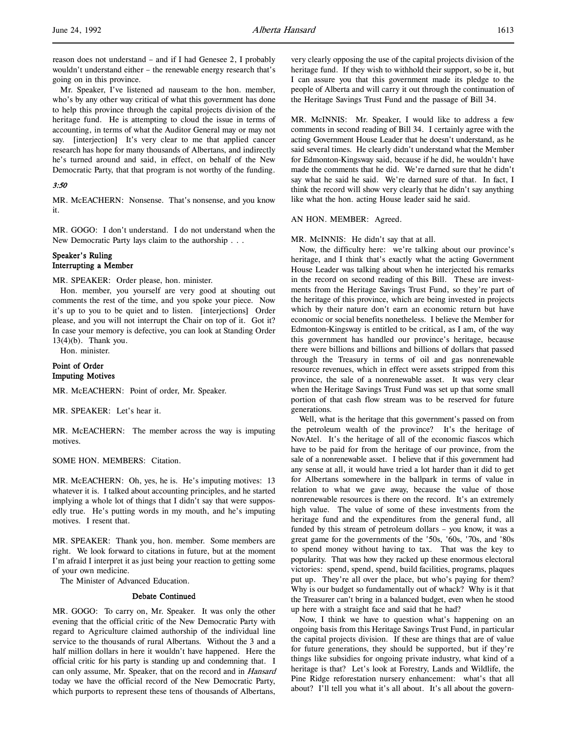reason does not understand – and if I had Genesee 2, I probably wouldn't understand either – the renewable energy research that's going on in this province.

Mr. Speaker, I've listened ad nauseam to the hon. member, who's by any other way critical of what this government has done to help this province through the capital projects division of the heritage fund. He is attempting to cloud the issue in terms of accounting, in terms of what the Auditor General may or may not say. [interjection] It's very clear to me that applied cancer research has hope for many thousands of Albertans, and indirectly he's turned around and said, in effect, on behalf of the New Democratic Party, that that program is not worthy of the funding.

*3:50*

MR. McEACHERN: Nonsense. That's nonsense, and you know it.

MR. GOGO: I don't understand. I do not understand when the New Democratic Party lays claim to the authorship . . .

**Speaker's Ruling**
**Interrupting a Member**

MR. SPEAKER: Order please, hon. minister.

Hon. member, you yourself are very good at shouting out comments the rest of the time, and you spoke your piece. Now it's up to you to be quiet and to listen. [interjections] Order please, and you will not interrupt the Chair on top of it. Got it? In case your memory is defective, you can look at Standing Order 13(4)(b). Thank you.

Hon. minister.

**Point of Order**
**Imputing Motives**

MR. McEACHERN: Point of order, Mr. Speaker.

MR. SPEAKER: Let's hear it.

MR. McEACHERN: The member across the way is imputing motives.

SOME HON. MEMBERS: Citation.

MR. McEACHERN: Oh, yes, he is. He's imputing motives: 13 whatever it is. I talked about accounting principles, and he started implying a whole lot of things that I didn't say that were supposedly true. He's putting words in my mouth, and he's imputing motives. I resent that.

MR. SPEAKER: Thank you, hon. member. Some members are right. We look forward to citations in future, but at the moment I'm afraid I interpret it as just being your reaction to getting some of your own medicine.

The Minister of Advanced Education.

**Debate Continued**

MR. GOGO: To carry on, Mr. Speaker. It was only the other evening that the official critic of the New Democratic Party with regard to Agriculture claimed authorship of the individual line service to the thousands of rural Albertans. Without the 3 and a half million dollars in here it wouldn't have happened. Here the official critic for his party is standing up and condemning that. I can only assume, Mr. Speaker, that on the record and in *Hansard* today we have the official record of the New Democratic Party, which purports to represent these tens of thousands of Albertans, very clearly opposing the use of the capital projects division of the heritage fund. If they wish to withhold their support, so be it, but I can assure you that this government made its pledge to the people of Alberta and will carry it out through the continuation of the Heritage Savings Trust Fund and the passage of Bill 34.

MR. McINNIS: Mr. Speaker, I would like to address a few comments in second reading of Bill 34. I certainly agree with the acting Government House Leader that he doesn't understand, as he said several times. He clearly didn't understand what the Member for Edmonton-Kingsway said, because if he did, he wouldn't have made the comments that he did. We're darned sure that he didn't say what he said he said. We're darned sure of that. In fact, I think the record will show very clearly that he didn't say anything like what the hon. acting House leader said he said.

AN HON. MEMBER: Agreed.

MR. McINNIS: He didn't say that at all.

Now, the difficulty here: we're talking about our province's heritage, and I think that's exactly what the acting Government House Leader was talking about when he interjected his remarks in the record on second reading of this Bill. These are investments from the Heritage Savings Trust Fund, so they're part of the heritage of this province, which are being invested in projects which by their nature don't earn an economic return but have economic or social benefits nonetheless. I believe the Member for Edmonton-Kingsway is entitled to be critical, as I am, of the way this government has handled our province's heritage, because there were billions and billions and billions of dollars that passed through the Treasury in terms of oil and gas nonrenewable resource revenues, which in effect were assets stripped from this province, the sale of a nonrenewable asset. It was very clear when the Heritage Savings Trust Fund was set up that some small portion of that cash flow stream was to be reserved for future generations.

Well, what is the heritage that this government's passed on from the petroleum wealth of the province? It's the heritage of NovAtel. It's the heritage of all of the economic fiascos which have to be paid for from the heritage of our province, from the sale of a nonrenewable asset. I believe that if this government had any sense at all, it would have tried a lot harder than it did to get for Albertans somewhere in the ballpark in terms of value in relation to what we gave away, because the value of those nonrenewable resources is there on the record. It's an extremely high value. The value of some of these investments from the heritage fund and the expenditures from the general fund, all funded by this stream of petroleum dollars – you know, it was a great game for the governments of the '50s, '60s, '70s, and '80s to spend money without having to tax. That was the key to popularity. That was how they racked up these enormous electoral victories: spend, spend, spend, build facilities, programs, plaques put up. They're all over the place, but who's paying for them? Why is our budget so fundamentally out of whack? Why is it that the Treasurer can't bring in a balanced budget, even when he stood up here with a straight face and said that he had?

Now, I think we have to question what's happening on an ongoing basis from this Heritage Savings Trust Fund, in particular the capital projects division. If these are things that are of value for future generations, they should be supported, but if they're things like subsidies for ongoing private industry, what kind of a heritage is that? Let's look at Forestry, Lands and Wildlife, the Pine Ridge reforestation nursery enhancement: what's that all about? I'll tell you what it's all about. It's all about the govern-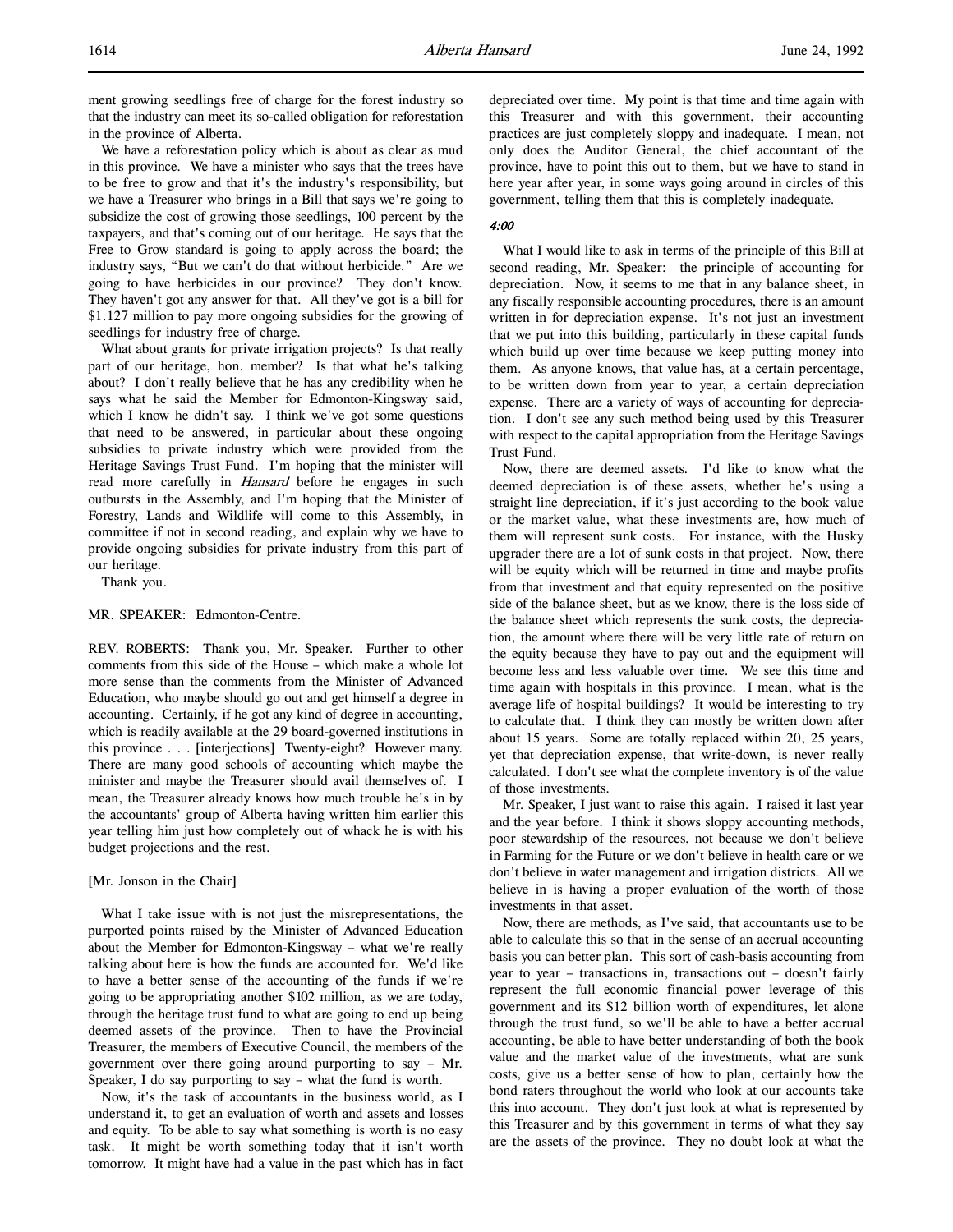ment growing seedlings free of charge for the forest industry so that the industry can meet its so-called obligation for reforestation in the province of Alberta.

We have a reforestation policy which is about as clear as mud in this province. We have a minister who says that the trees have to be free to grow and that it's the industry's responsibility, but we have a Treasurer who brings in a Bill that says we're going to subsidize the cost of growing those seedlings, 100 percent by the taxpayers, and that's coming out of our heritage. He says that the Free to Grow standard is going to apply across the board; the industry says, "But we can't do that without herbicide." Are we going to have herbicides in our province? They don't know. They haven't got any answer for that. All they've got is a bill for $1.127 million to pay more ongoing subsidies for the growing of seedlings for industry free of charge.

What about grants for private irrigation projects? Is that really part of our heritage, hon. member? Is that what he's talking about? I don't really believe that he has any credibility when he says what he said the Member for Edmonton-Kingsway said, which I know he didn't say. I think we've got some questions that need to be answered, in particular about these ongoing subsidies to private industry which were provided from the Heritage Savings Trust Fund. I'm hoping that the minister will read more carefully in *Hansard* before he engages in such outbursts in the Assembly, and I'm hoping that the Minister of Forestry, Lands and Wildlife will come to this Assembly, in committee if not in second reading, and explain why we have to provide ongoing subsidies for private industry from this part of our heritage.

Thank you.

MR. SPEAKER: Edmonton-Centre.

REV. ROBERTS: Thank you, Mr. Speaker. Further to other comments from this side of the House – which make a whole lot more sense than the comments from the Minister of Advanced Education, who maybe should go out and get himself a degree in accounting. Certainly, if he got any kind of degree in accounting, which is readily available at the 29 board-governed institutions in this province . . . [interjections] Twenty-eight? However many. There are many good schools of accounting which maybe the minister and maybe the Treasurer should avail themselves of. I mean, the Treasurer already knows how much trouble he's in by the accountants' group of Alberta having written him earlier this year telling him just how completely out of whack he is with his budget projections and the rest.

[Mr. Jonson in the Chair]

What I take issue with is not just the misrepresentations, the purported points raised by the Minister of Advanced Education about the Member for Edmonton-Kingsway – what we're really talking about here is how the funds are accounted for. We'd like to have a better sense of the accounting of the funds if we're going to be appropriating another $102 million, as we are today, through the heritage trust fund to what are going to end up being deemed assets of the province. Then to have the Provincial Treasurer, the members of Executive Council, the members of the government over there going around purporting to say – Mr. Speaker, I do say purporting to say – what the fund is worth.

Now, it's the task of accountants in the business world, as I understand it, to get an evaluation of worth and assets and losses and equity. To be able to say what something is worth is no easy task. It might be worth something today that it isn't worth tomorrow. It might have had a value in the past which has in fact depreciated over time. My point is that time and time again with this Treasurer and with this government, their accounting practices are just completely sloppy and inadequate. I mean, not only does the Auditor General, the chief accountant of the province, have to point this out to them, but we have to stand in here year after year, in some ways going around in circles of this government, telling them that this is completely inadequate.

*4:00*

What I would like to ask in terms of the principle of this Bill at second reading, Mr. Speaker: the principle of accounting for depreciation. Now, it seems to me that in any balance sheet, in any fiscally responsible accounting procedures, there is an amount written in for depreciation expense. It's not just an investment that we put into this building, particularly in these capital funds which build up over time because we keep putting money into them. As anyone knows, that value has, at a certain percentage, to be written down from year to year, a certain depreciation expense. There are a variety of ways of accounting for depreciation. I don't see any such method being used by this Treasurer with respect to the capital appropriation from the Heritage Savings Trust Fund.

Now, there are deemed assets. I'd like to know what the deemed depreciation is of these assets, whether he's using a straight line depreciation, if it's just according to the book value or the market value, what these investments are, how much of them will represent sunk costs. For instance, with the Husky upgrader there are a lot of sunk costs in that project. Now, there will be equity which will be returned in time and maybe profits from that investment and that equity represented on the positive side of the balance sheet, but as we know, there is the loss side of the balance sheet which represents the sunk costs, the depreciation, the amount where there will be very little rate of return on the equity because they have to pay out and the equipment will become less and less valuable over time. We see this time and time again with hospitals in this province. I mean, what is the average life of hospital buildings? It would be interesting to try to calculate that. I think they can mostly be written down after about 15 years. Some are totally replaced within 20, 25 years, yet that depreciation expense, that write-down, is never really calculated. I don't see what the complete inventory is of the value of those investments.

Mr. Speaker, I just want to raise this again. I raised it last year and the year before. I think it shows sloppy accounting methods, poor stewardship of the resources, not because we don't believe in Farming for the Future or we don't believe in health care or we don't believe in water management and irrigation districts. All we believe in is having a proper evaluation of the worth of those investments in that asset.

Now, there are methods, as I've said, that accountants use to be able to calculate this so that in the sense of an accrual accounting basis you can better plan. This sort of cash-basis accounting from year to year – transactions in, transactions out – doesn't fairly represent the full economic financial power leverage of this government and its $12 billion worth of expenditures, let alone through the trust fund, so we'll be able to have a better accrual accounting, be able to have better understanding of both the book value and the market value of the investments, what are sunk costs, give us a better sense of how to plan, certainly how the bond raters throughout the world who look at our accounts take this into account. They don't just look at what is represented by this Treasurer and by this government in terms of what they say are the assets of the province. They no doubt look at what the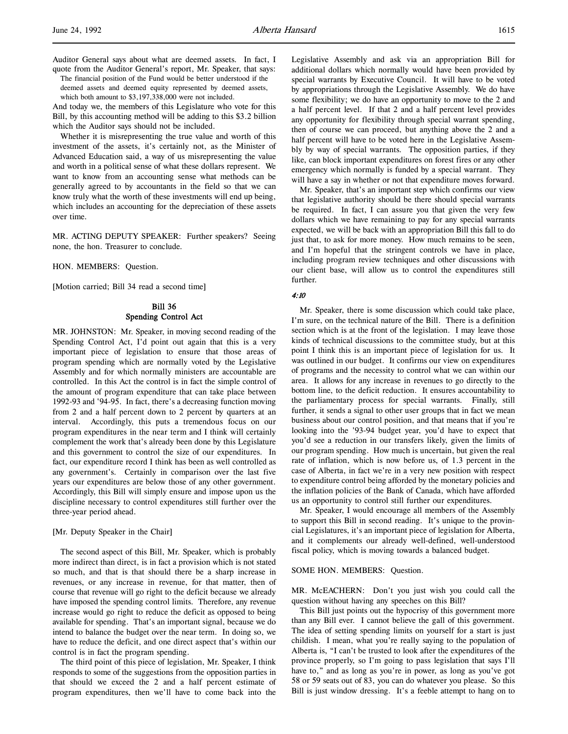Auditor General says about what are deemed assets. In fact, I quote from the Auditor General's report, Mr. Speaker, that says:

> The financial position of the Fund would be better understood if the deemed assets and deemed equity represented by deemed assets, which both amount to $3,197,338,000 were not included.

And today we, the members of this Legislature who vote for this Bill, by this accounting method will be adding to this $3.2 billion which the Auditor says should not be included.

Whether it is misrepresenting the true value and worth of this investment of the assets, it's certainly not, as the Minister of Advanced Education said, a way of us misrepresenting the value and worth in a political sense of what these dollars represent. We want to know from an accounting sense what methods can be generally agreed to by accountants in the field so that we can know truly what the worth of these investments will end up being, which includes an accounting for the depreciation of these assets over time.

MR. ACTING DEPUTY SPEAKER: Further speakers? Seeing none, the hon. Treasurer to conclude.

HON. MEMBERS: Question.

[Motion carried; Bill 34 read a second time]

## Bill 36
## Spending Control Act

MR. JOHNSTON: Mr. Speaker, in moving second reading of the Spending Control Act, I'd point out again that this is a very important piece of legislation to ensure that those areas of program spending which are normally voted by the Legislative Assembly and for which normally ministers are accountable are controlled. In this Act the control is in fact the simple control of the amount of program expenditure that can take place between 1992-93 and '94-95. In fact, there's a decreasing function moving from 2 and a half percent down to 2 percent by quarters at an interval. Accordingly, this puts a tremendous focus on our program expenditures in the near term and I think will certainly complement the work that's already been done by this Legislature and this government to control the size of our expenditures. In fact, our expenditure record I think has been as well controlled as any government's. Certainly in comparison over the last five years our expenditures are below those of any other government. Accordingly, this Bill will simply ensure and impose upon us the discipline necessary to control expenditures still further over the three-year period ahead.

[Mr. Deputy Speaker in the Chair]

The second aspect of this Bill, Mr. Speaker, which is probably more indirect than direct, is in fact a provision which is not stated so much, and that is that should there be a sharp increase in revenues, or any increase in revenue, for that matter, then of course that revenue will go right to the deficit because we already have imposed the spending control limits. Therefore, any revenue increase would go right to reduce the deficit as opposed to being available for spending. That's an important signal, because we do intend to balance the budget over the near term. In doing so, we have to reduce the deficit, and one direct aspect that's within our control is in fact the program spending.

The third point of this piece of legislation, Mr. Speaker, I think responds to some of the suggestions from the opposition parties in that should we exceed the 2 and a half percent estimate of program expenditures, then we'll have to come back into the Legislative Assembly and ask via an appropriation Bill for additional dollars which normally would have been provided by special warrants by Executive Council. It will have to be voted by appropriations through the Legislative Assembly. We do have some flexibility; we do have an opportunity to move to the 2 and a half percent level. If that 2 and a half percent level provides any opportunity for flexibility through special warrant spending, then of course we can proceed, but anything above the 2 and a half percent will have to be voted here in the Legislative Assembly by way of special warrants. The opposition parties, if they like, can block important expenditures on forest fires or any other emergency which normally is funded by a special warrant. They will have a say in whether or not that expenditure moves forward.

Mr. Speaker, that's an important step which confirms our view that legislative authority should be there should special warrants be required. In fact, I can assure you that given the very few dollars which we have remaining to pay for any special warrants expected, we will be back with an appropriation Bill this fall to do just that, to ask for more money. How much remains to be seen, and I'm hopeful that the stringent controls we have in place, including program review techniques and other discussions with our client base, will allow us to control the expenditures still further.

*4:10*

Mr. Speaker, there is some discussion which could take place, I'm sure, on the technical nature of the Bill. There is a definition section which is at the front of the legislation. I may leave those kinds of technical discussions to the committee study, but at this point I think this is an important piece of legislation for us. It was outlined in our budget. It confirms our view on expenditures of programs and the necessity to control what we can within our area. It allows for any increase in revenues to go directly to the bottom line, to the deficit reduction. It ensures accountability to the parliamentary process for special warrants. Finally, still further, it sends a signal to other user groups that in fact we mean business about our control position, and that means that if you're looking into the '93-94 budget year, you'd have to expect that you'd see a reduction in our transfers likely, given the limits of our program spending. How much is uncertain, but given the real rate of inflation, which is now before us, of 1.3 percent in the case of Alberta, in fact we're in a very new position with respect to expenditure control being afforded by the monetary policies and the inflation policies of the Bank of Canada, which have afforded us an opportunity to control still further our expenditures.

Mr. Speaker, I would encourage all members of the Assembly to support this Bill in second reading. It's unique to the provincial Legislatures, it's an important piece of legislation for Alberta, and it complements our already well-defined, well-understood fiscal policy, which is moving towards a balanced budget.

SOME HON. MEMBERS: Question.

MR. McEACHERN: Don't you just wish you could call the question without having any speeches on this Bill?

This Bill just points out the hypocrisy of this government more than any Bill ever. I cannot believe the gall of this government. The idea of setting spending limits on yourself for a start is just childish. I mean, what you're really saying to the population of Alberta is, "I can't be trusted to look after the expenditures of the province properly, so I'm going to pass legislation that says I'll have to," and as long as you're in power, as long as you've got 58 or 59 seats out of 83, you can do whatever you please. So this Bill is just window dressing. It's a feeble attempt to hang on to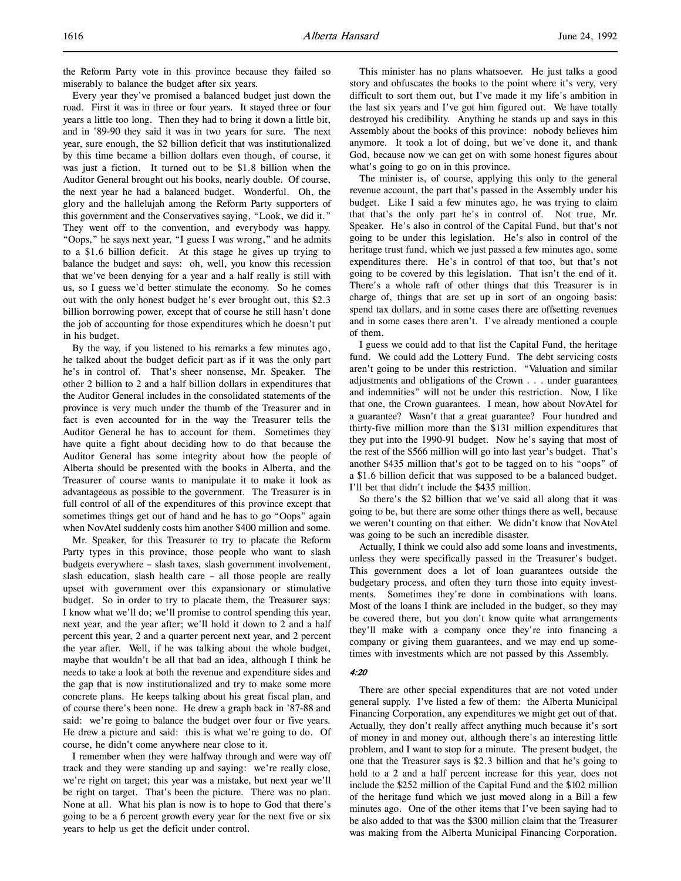the Reform Party vote in this province because they failed so miserably to balance the budget after six years.

Every year they've promised a balanced budget just down the road. First it was in three or four years. It stayed three or four years a little too long. Then they had to bring it down a little bit, and in '89-90 they said it was in two years for sure. The next year, sure enough, the $2 billion deficit that was institutionalized by this time became a billion dollars even though, of course, it was just a fiction. It turned out to be $1.8 billion when the Auditor General brought out his books, nearly double. Of course, the next year he had a balanced budget. Wonderful. Oh, the glory and the hallelujah among the Reform Party supporters of this government and the Conservatives saying, "Look, we did it." They went off to the convention, and everybody was happy. "Oops," he says next year, "I guess I was wrong," and he admits to a $1.6 billion deficit. At this stage he gives up trying to balance the budget and says: oh, well, you know this recession that we've been denying for a year and a half really is still with us, so I guess we'd better stimulate the economy. So he comes out with the only honest budget he's ever brought out, this $2.3 billion borrowing power, except that of course he still hasn't done the job of accounting for those expenditures which he doesn't put in his budget.

By the way, if you listened to his remarks a few minutes ago, he talked about the budget deficit part as if it was the only part he's in control of. That's sheer nonsense, Mr. Speaker. The other 2 billion to 2 and a half billion dollars in expenditures that the Auditor General includes in the consolidated statements of the province is very much under the thumb of the Treasurer and in fact is even accounted for in the way the Treasurer tells the Auditor General he has to account for them. Sometimes they have quite a fight about deciding how to do that because the Auditor General has some integrity about how the people of Alberta should be presented with the books in Alberta, and the Treasurer of course wants to manipulate it to make it look as advantageous as possible to the government. The Treasurer is in full control of all of the expenditures of this province except that sometimes things get out of hand and he has to go "Oops" again when NovAtel suddenly costs him another $400 million and some.

Mr. Speaker, for this Treasurer to try to placate the Reform Party types in this province, those people who want to slash budgets everywhere – slash taxes, slash government involvement, slash education, slash health care – all those people are really upset with government over this expansionary or stimulative budget. So in order to try to placate them, the Treasurer says: I know what we'll do; we'll promise to control spending this year, next year, and the year after; we'll hold it down to 2 and a half percent this year, 2 and a quarter percent next year, and 2 percent the year after. Well, if he was talking about the whole budget, maybe that wouldn't be all that bad an idea, although I think he needs to take a look at both the revenue and expenditure sides and the gap that is now institutionalized and try to make some more concrete plans. He keeps talking about his great fiscal plan, and of course there's been none. He drew a graph back in '87-88 and said: we're going to balance the budget over four or five years. He drew a picture and said: this is what we're going to do. Of course, he didn't come anywhere near close to it.

I remember when they were halfway through and were way off track and they were standing up and saying: we're really close, we're right on target; this year was a mistake, but next year we'll be right on target. That's been the picture. There was no plan. None at all. What his plan is now is to hope to God that there's going to be a 6 percent growth every year for the next five or six years to help us get the deficit under control.

This minister has no plans whatsoever. He just talks a good story and obfuscates the books to the point where it's very, very difficult to sort them out, but I've made it my life's ambition in the last six years and I've got him figured out. We have totally destroyed his credibility. Anything he stands up and says in this Assembly about the books of this province: nobody believes him anymore. It took a lot of doing, but we've done it, and thank God, because now we can get on with some honest figures about what's going to go on in this province.

The minister is, of course, applying this only to the general revenue account, the part that's passed in the Assembly under his budget. Like I said a few minutes ago, he was trying to claim that that's the only part he's in control of. Not true, Mr. Speaker. He's also in control of the Capital Fund, but that's not going to be under this legislation. He's also in control of the heritage trust fund, which we just passed a few minutes ago, some expenditures there. He's in control of that too, but that's not going to be covered by this legislation. That isn't the end of it. There's a whole raft of other things that this Treasurer is in charge of, things that are set up in sort of an ongoing basis: spend tax dollars, and in some cases there are offsetting revenues and in some cases there aren't. I've already mentioned a couple of them.

I guess we could add to that list the Capital Fund, the heritage fund. We could add the Lottery Fund. The debt servicing costs aren't going to be under this restriction. "Valuation and similar adjustments and obligations of the Crown . . . under guarantees and indemnities" will not be under this restriction. Now, I like that one, the Crown guarantees. I mean, how about NovAtel for a guarantee? Wasn't that a great guarantee? Four hundred and thirty-five million more than the $131 million expenditures that they put into the 1990-91 budget. Now he's saying that most of the rest of the $566 million will go into last year's budget. That's another $435 million that's got to be tagged on to his "oops" of a $1.6 billion deficit that was supposed to be a balanced budget. I'll bet that didn't include the $435 million.

So there's the $2 billion that we've said all along that it was going to be, but there are some other things there as well, because we weren't counting on that either. We didn't know that NovAtel was going to be such an incredible disaster.

Actually, I think we could also add some loans and investments, unless they were specifically passed in the Treasurer's budget. This government does a lot of loan guarantees outside the budgetary process, and often they turn those into equity investments. Sometimes they're done in combinations with loans. Most of the loans I think are included in the budget, so they may be covered there, but you don't know quite what arrangements they'll make with a company once they're into financing a company or giving them guarantees, and we may end up sometimes with investments which are not passed by this Assembly.

*4:20*

There are other special expenditures that are not voted under general supply. I've listed a few of them: the Alberta Municipal Financing Corporation, any expenditures we might get out of that. Actually, they don't really affect anything much because it's sort of money in and money out, although there's an interesting little problem, and I want to stop for a minute. The present budget, the one that the Treasurer says is $2.3 billion and that he's going to hold to a 2 and a half percent increase for this year, does not include the $252 million of the Capital Fund and the $102 million of the heritage fund which we just moved along in a Bill a few minutes ago. One of the other items that I've been saying had to be also added to that was the $300 million claim that the Treasurer was making from the Alberta Municipal Financing Corporation.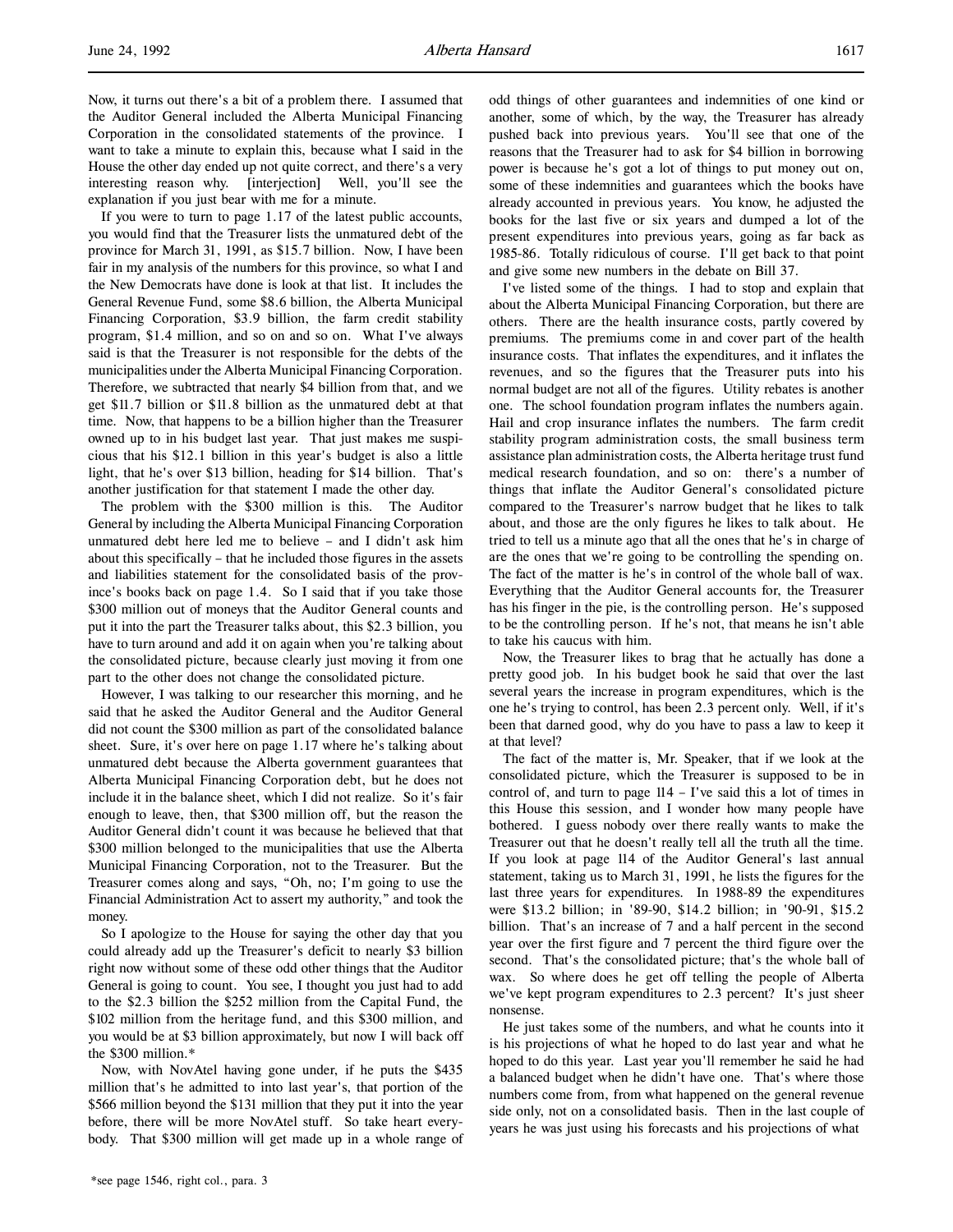Now, it turns out there's a bit of a problem there. I assumed that the Auditor General included the Alberta Municipal Financing Corporation in the consolidated statements of the province. I want to take a minute to explain this, because what I said in the House the other day ended up not quite correct, and there's a very interesting reason why. [interjection] Well, you'll see the explanation if you just bear with me for a minute.

If you were to turn to page 1.17 of the latest public accounts, you would find that the Treasurer lists the unmatured debt of the province for March 31, 1991, as $15.7 billion. Now, I have been fair in my analysis of the numbers for this province, so what I and the New Democrats have done is look at that list. It includes the General Revenue Fund, some $8.6 billion, the Alberta Municipal Financing Corporation, $3.9 billion, the farm credit stability program, $1.4 million, and so on and so on. What I've always said is that the Treasurer is not responsible for the debts of the municipalities under the Alberta Municipal Financing Corporation. Therefore, we subtracted that nearly $4 billion from that, and we get $11.7 billion or $11.8 billion as the unmatured debt at that time. Now, that happens to be a billion higher than the Treasurer owned up to in his budget last year. That just makes me suspicious that his $12.1 billion in this year's budget is also a little light, that he's over $13 billion, heading for $14 billion. That's another justification for that statement I made the other day.

The problem with the $300 million is this. The Auditor General by including the Alberta Municipal Financing Corporation unmatured debt here led me to believe – and I didn't ask him about this specifically – that he included those figures in the assets and liabilities statement for the consolidated basis of the province's books back on page 1.4. So I said that if you take those $300 million out of moneys that the Auditor General counts and put it into the part the Treasurer talks about, this $2.3 billion, you have to turn around and add it on again when you're talking about the consolidated picture, because clearly just moving it from one part to the other does not change the consolidated picture.

However, I was talking to our researcher this morning, and he said that he asked the Auditor General and the Auditor General did not count the $300 million as part of the consolidated balance sheet. Sure, it's over here on page 1.17 where he's talking about unmatured debt because the Alberta government guarantees that Alberta Municipal Financing Corporation debt, but he does not include it in the balance sheet, which I did not realize. So it's fair enough to leave, then, that $300 million off, but the reason the Auditor General didn't count it was because he believed that that $300 million belonged to the municipalities that use the Alberta Municipal Financing Corporation, not to the Treasurer. But the Treasurer comes along and says, "Oh, no; I'm going to use the Financial Administration Act to assert my authority," and took the money.

So I apologize to the House for saying the other day that you could already add up the Treasurer's deficit to nearly $3 billion right now without some of these odd other things that the Auditor General is going to count. You see, I thought you just had to add to the $2.3 billion the $252 million from the Capital Fund, the $102 million from the heritage fund, and this $300 million, and you would be at $3 billion approximately, but now I will back off the $300 million.*

Now, with NovAtel having gone under, if he puts the $435 million that's he admitted to into last year's, that portion of the $566 million beyond the $131 million that they put it into the year before, there will be more NovAtel stuff. So take heart everybody. That $300 million will get made up in a whole range of odd things of other guarantees and indemnities of one kind or another, some of which, by the way, the Treasurer has already pushed back into previous years. You'll see that one of the reasons that the Treasurer had to ask for $4 billion in borrowing power is because he's got a lot of things to put money out on, some of these indemnities and guarantees which the books have already accounted in previous years. You know, he adjusted the books for the last five or six years and dumped a lot of the present expenditures into previous years, going as far back as 1985-86. Totally ridiculous of course. I'll get back to that point and give some new numbers in the debate on Bill 37.

I've listed some of the things. I had to stop and explain that about the Alberta Municipal Financing Corporation, but there are others. There are the health insurance costs, partly covered by premiums. The premiums come in and cover part of the health insurance costs. That inflates the expenditures, and it inflates the revenues, and so the figures that the Treasurer puts into his normal budget are not all of the figures. Utility rebates is another one. The school foundation program inflates the numbers again. Hail and crop insurance inflates the numbers. The farm credit stability program administration costs, the small business term assistance plan administration costs, the Alberta heritage trust fund medical research foundation, and so on: there's a number of things that inflate the Auditor General's consolidated picture compared to the Treasurer's narrow budget that he likes to talk about, and those are the only figures he likes to talk about. He tried to tell us a minute ago that all the ones that he's in charge of are the ones that we're going to be controlling the spending on. The fact of the matter is he's in control of the whole ball of wax. Everything that the Auditor General accounts for, the Treasurer has his finger in the pie, is the controlling person. He's supposed to be the controlling person. If he's not, that means he isn't able to take his caucus with him.

Now, the Treasurer likes to brag that he actually has done a pretty good job. In his budget book he said that over the last several years the increase in program expenditures, which is the one he's trying to control, has been 2.3 percent only. Well, if it's been that darned good, why do you have to pass a law to keep it at that level?

The fact of the matter is, Mr. Speaker, that if we look at the consolidated picture, which the Treasurer is supposed to be in control of, and turn to page 114 – I've said this a lot of times in this House this session, and I wonder how many people have bothered. I guess nobody over there really wants to make the Treasurer out that he doesn't really tell all the truth all the time. If you look at page 114 of the Auditor General's last annual statement, taking us to March 31, 1991, he lists the figures for the last three years for expenditures. In 1988-89 the expenditures were $13.2 billion; in '89-90, $14.2 billion; in '90-91, $15.2 billion. That's an increase of 7 and a half percent in the second year over the first figure and 7 percent the third figure over the second. That's the consolidated picture; that's the whole ball of wax. So where does he get off telling the people of Alberta we've kept program expenditures to 2.3 percent? It's just sheer nonsense.

He just takes some of the numbers, and what he counts into it is his projections of what he hoped to do last year and what he hoped to do this year. Last year you'll remember he said he had a balanced budget when he didn't have one. That's where those numbers come from, from what happened on the general revenue side only, not on a consolidated basis. Then in the last couple of years he was just using his forecasts and his projections of what

*see page 1546, right col., para. 3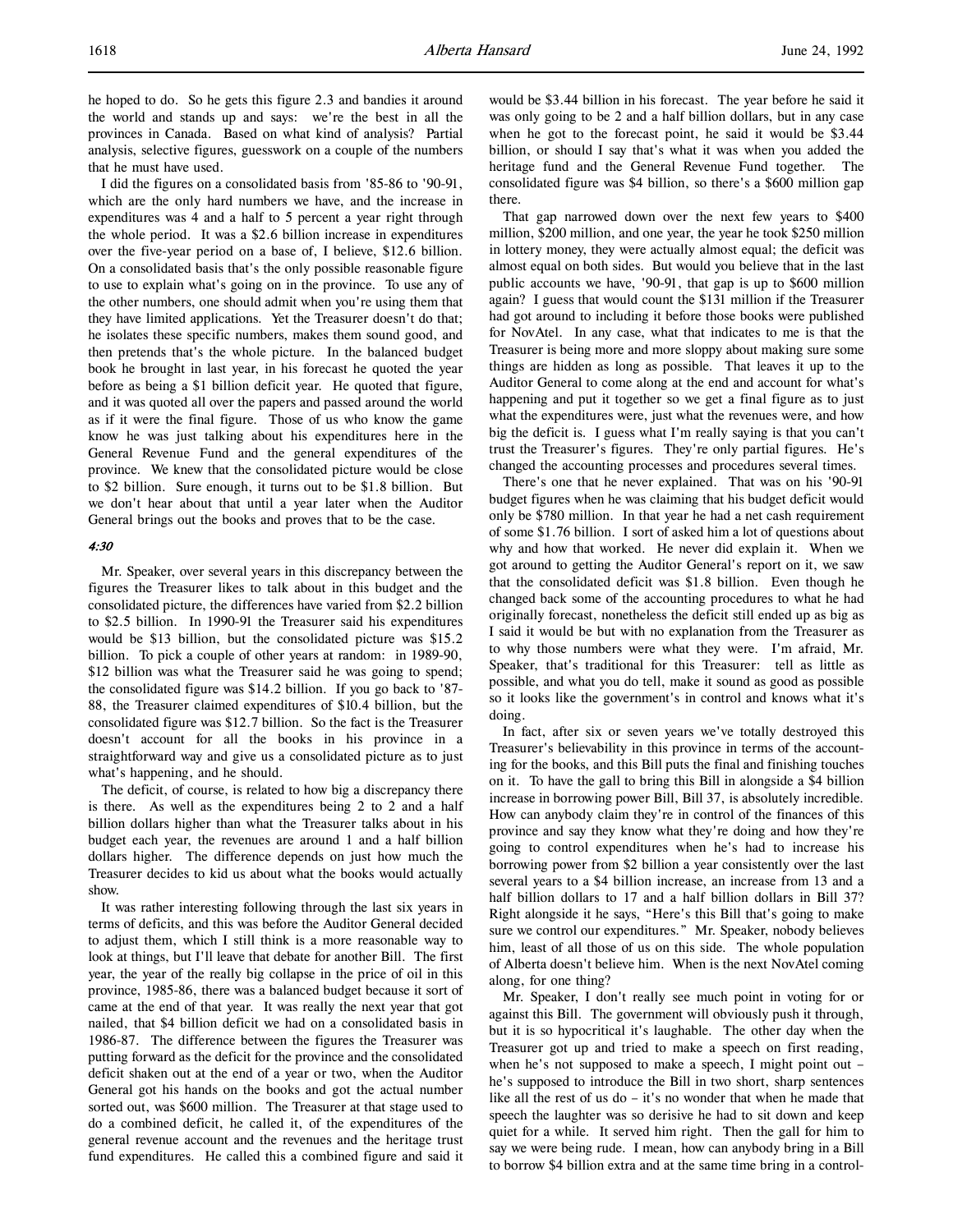he hoped to do. So he gets this figure 2.3 and bandies it around the world and stands up and says: we're the best in all the provinces in Canada. Based on what kind of analysis? Partial analysis, selective figures, guesswork on a couple of the numbers that he must have used.

I did the figures on a consolidated basis from '85-86 to '90-91, which are the only hard numbers we have, and the increase in expenditures was 4 and a half to 5 percent a year right through the whole period. It was a $2.6 billion increase in expenditures over the five-year period on a base of, I believe, $12.6 billion. On a consolidated basis that's the only possible reasonable figure to use to explain what's going on in the province. To use any of the other numbers, one should admit when you're using them that they have limited applications. Yet the Treasurer doesn't do that; he isolates these specific numbers, makes them sound good, and then pretends that's the whole picture. In the balanced budget book he brought in last year, in his forecast he quoted the year before as being a $1 billion deficit year. He quoted that figure, and it was quoted all over the papers and passed around the world as if it were the final figure. Those of us who know the game know he was just talking about his expenditures here in the General Revenue Fund and the general expenditures of the province. We knew that the consolidated picture would be close to $2 billion. Sure enough, it turns out to be $1.8 billion. But we don't hear about that until a year later when the Auditor General brings out the books and proves that to be the case.

*4:30*

Mr. Speaker, over several years in this discrepancy between the figures the Treasurer likes to talk about in this budget and the consolidated picture, the differences have varied from $2.2 billion to $2.5 billion. In 1990-91 the Treasurer said his expenditures would be $13 billion, but the consolidated picture was $15.2 billion. To pick a couple of other years at random: in 1989-90, $12 billion was what the Treasurer said he was going to spend; the consolidated figure was $14.2 billion. If you go back to '87-88, the Treasurer claimed expenditures of $10.4 billion, but the consolidated figure was $12.7 billion. So the fact is the Treasurer doesn't account for all the books in his province in a straightforward way and give us a consolidated picture as to just what's happening, and he should.

The deficit, of course, is related to how big a discrepancy there is there. As well as the expenditures being 2 to 2 and a half billion dollars higher than what the Treasurer talks about in his budget each year, the revenues are around 1 and a half billion dollars higher. The difference depends on just how much the Treasurer decides to kid us about what the books would actually show.

It was rather interesting following through the last six years in terms of deficits, and this was before the Auditor General decided to adjust them, which I still think is a more reasonable way to look at things, but I'll leave that debate for another Bill. The first year, the year of the really big collapse in the price of oil in this province, 1985-86, there was a balanced budget because it sort of came at the end of that year. It was really the next year that got nailed, that $4 billion deficit we had on a consolidated basis in 1986-87. The difference between the figures the Treasurer was putting forward as the deficit for the province and the consolidated deficit shaken out at the end of a year or two, when the Auditor General got his hands on the books and got the actual number sorted out, was $600 million. The Treasurer at that stage used to do a combined deficit, he called it, of the expenditures of the general revenue account and the revenues and the heritage trust fund expenditures. He called this a combined figure and said it would be $3.44 billion in his forecast. The year before he said it was only going to be 2 and a half billion dollars, but in any case when he got to the forecast point, he said it would be $3.44 billion, or should I say that's what it was when you added the heritage fund and the General Revenue Fund together. The consolidated figure was $4 billion, so there's a $600 million gap there.

That gap narrowed down over the next few years to $400 million, $200 million, and one year, the year he took $250 million in lottery money, they were actually almost equal; the deficit was almost equal on both sides. But would you believe that in the last public accounts we have, '90-91, that gap is up to $600 million again? I guess that would count the $131 million if the Treasurer had got around to including it before those books were published for NovAtel. In any case, what that indicates to me is that the Treasurer is being more and more sloppy about making sure some things are hidden as long as possible. That leaves it up to the Auditor General to come along at the end and account for what's happening and put it together so we get a final figure as to just what the expenditures were, just what the revenues were, and how big the deficit is. I guess what I'm really saying is that you can't trust the Treasurer's figures. They're only partial figures. He's changed the accounting processes and procedures several times.

There's one that he never explained. That was on his '90-91 budget figures when he was claiming that his budget deficit would only be $780 million. In that year he had a net cash requirement of some $1.76 billion. I sort of asked him a lot of questions about why and how that worked. He never did explain it. When we got around to getting the Auditor General's report on it, we saw that the consolidated deficit was $1.8 billion. Even though he changed back some of the accounting procedures to what he had originally forecast, nonetheless the deficit still ended up as big as I said it would be but with no explanation from the Treasurer as to why those numbers were what they were. I'm afraid, Mr. Speaker, that's traditional for this Treasurer: tell as little as possible, and what you do tell, make it sound as good as possible so it looks like the government's in control and knows what it's doing.

In fact, after six or seven years we've totally destroyed this Treasurer's believability in this province in terms of the accounting for the books, and this Bill puts the final and finishing touches on it. To have the gall to bring this Bill in alongside a $4 billion increase in borrowing power Bill, Bill 37, is absolutely incredible. How can anybody claim they're in control of the finances of this province and say they know what they're doing and how they're going to control expenditures when he's had to increase his borrowing power from $2 billion a year consistently over the last several years to a $4 billion increase, an increase from 13 and a half billion dollars to 17 and a half billion dollars in Bill 37? Right alongside it he says, "Here's this Bill that's going to make sure we control our expenditures." Mr. Speaker, nobody believes him, least of all those of us on this side. The whole population of Alberta doesn't believe him. When is the next NovAtel coming along, for one thing?

Mr. Speaker, I don't really see much point in voting for or against this Bill. The government will obviously push it through, but it is so hypocritical it's laughable. The other day when the Treasurer got up and tried to make a speech on first reading, when he's not supposed to make a speech, I might point out – he's supposed to introduce the Bill in two short, sharp sentences like all the rest of us do – it's no wonder that when he made that speech the laughter was so derisive he had to sit down and keep quiet for a while. It served him right. Then the gall for him to say we were being rude. I mean, how can anybody bring in a Bill to borrow $4 billion extra and at the same time bring in a control-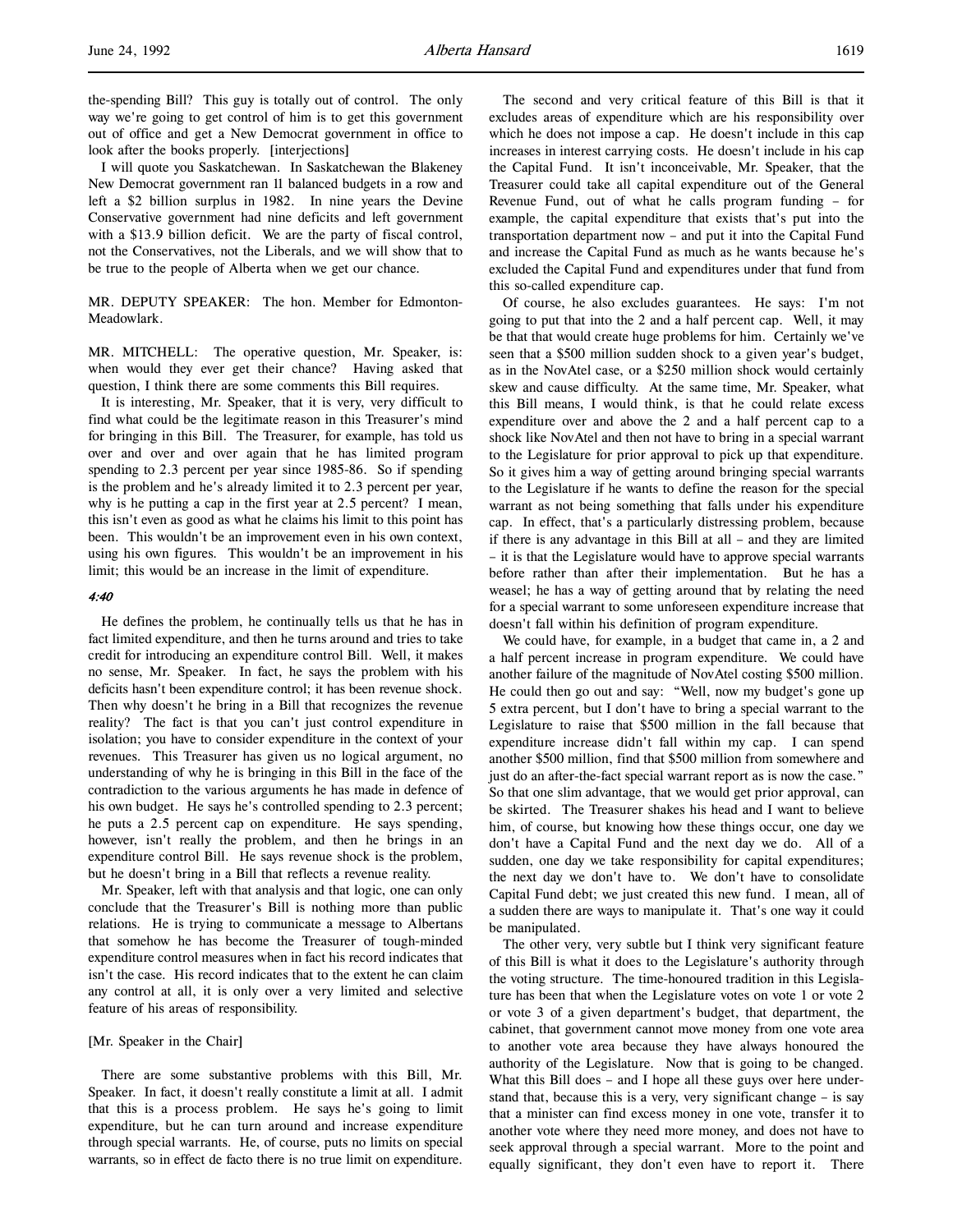the-spending Bill? This guy is totally out of control. The only way we're going to get control of him is to get this government out of office and get a New Democrat government in office to look after the books properly. [interjections]

I will quote you Saskatchewan. In Saskatchewan the Blakeney New Democrat government ran 11 balanced budgets in a row and left a $2 billion surplus in 1982. In nine years the Devine Conservative government had nine deficits and left government with a $13.9 billion deficit. We are the party of fiscal control, not the Conservatives, not the Liberals, and we will show that to be true to the people of Alberta when we get our chance.

MR. DEPUTY SPEAKER: The hon. Member for Edmonton-Meadowlark.

MR. MITCHELL: The operative question, Mr. Speaker, is: when would they ever get their chance? Having asked that question, I think there are some comments this Bill requires.

It is interesting, Mr. Speaker, that it is very, very difficult to find what could be the legitimate reason in this Treasurer's mind for bringing in this Bill. The Treasurer, for example, has told us over and over and over again that he has limited program spending to 2.3 percent per year since 1985-86. So if spending is the problem and he's already limited it to 2.3 percent per year, why is he putting a cap in the first year at 2.5 percent? I mean, this isn't even as good as what he claims his limit to this point has been. This wouldn't be an improvement even in his own context, using his own figures. This wouldn't be an improvement in his limit; this would be an increase in the limit of expenditure.

*4:40*

He defines the problem, he continually tells us that he has in fact limited expenditure, and then he turns around and tries to take credit for introducing an expenditure control Bill. Well, it makes no sense, Mr. Speaker. In fact, he says the problem with his deficits hasn't been expenditure control; it has been revenue shock. Then why doesn't he bring in a Bill that recognizes the revenue reality? The fact is that you can't just control expenditure in isolation; you have to consider expenditure in the context of your revenues. This Treasurer has given us no logical argument, no understanding of why he is bringing in this Bill in the face of the contradiction to the various arguments he has made in defence of his own budget. He says he's controlled spending to 2.3 percent; he puts a 2.5 percent cap on expenditure. He says spending, however, isn't really the problem, and then he brings in an expenditure control Bill. He says revenue shock is the problem, but he doesn't bring in a Bill that reflects a revenue reality.

Mr. Speaker, left with that analysis and that logic, one can only conclude that the Treasurer's Bill is nothing more than public relations. He is trying to communicate a message to Albertans that somehow he has become the Treasurer of tough-minded expenditure control measures when in fact his record indicates that isn't the case. His record indicates that to the extent he can claim any control at all, it is only over a very limited and selective feature of his areas of responsibility.

[Mr. Speaker in the Chair]

There are some substantive problems with this Bill, Mr. Speaker. In fact, it doesn't really constitute a limit at all. I admit that this is a process problem. He says he's going to limit expenditure, but he can turn around and increase expenditure through special warrants. He, of course, puts no limits on special warrants, so in effect de facto there is no true limit on expenditure.

The second and very critical feature of this Bill is that it excludes areas of expenditure which are his responsibility over which he does not impose a cap. He doesn't include in this cap increases in interest carrying costs. He doesn't include in his cap the Capital Fund. It isn't inconceivable, Mr. Speaker, that the Treasurer could take all capital expenditure out of the General Revenue Fund, out of what he calls program funding – for example, the capital expenditure that exists that's put into the transportation department now – and put it into the Capital Fund and increase the Capital Fund as much as he wants because he's excluded the Capital Fund and expenditures under that fund from this so-called expenditure cap.

Of course, he also excludes guarantees. He says: I'm not going to put that into the 2 and a half percent cap. Well, it may be that that would create huge problems for him. Certainly we've seen that a $500 million sudden shock to a given year's budget, as in the NovAtel case, or a $250 million shock would certainly skew and cause difficulty. At the same time, Mr. Speaker, what this Bill means, I would think, is that he could relate excess expenditure over and above the 2 and a half percent cap to a shock like NovAtel and then not have to bring in a special warrant to the Legislature for prior approval to pick up that expenditure. So it gives him a way of getting around bringing special warrants to the Legislature if he wants to define the reason for the special warrant as not being something that falls under his expenditure cap. In effect, that's a particularly distressing problem, because if there is any advantage in this Bill at all – and they are limited – it is that the Legislature would have to approve special warrants before rather than after their implementation. But he has a weasel; he has a way of getting around that by relating the need for a special warrant to some unforeseen expenditure increase that doesn't fall within his definition of program expenditure.

We could have, for example, in a budget that came in, a 2 and a half percent increase in program expenditure. We could have another failure of the magnitude of NovAtel costing $500 million. He could then go out and say: "Well, now my budget's gone up 5 extra percent, but I don't have to bring a special warrant to the Legislature to raise that $500 million in the fall because that expenditure increase didn't fall within my cap. I can spend another $500 million, find that $500 million from somewhere and just do an after-the-fact special warrant report as is now the case." So that one slim advantage, that we would get prior approval, can be skirted. The Treasurer shakes his head and I want to believe him, of course, but knowing how these things occur, one day we don't have a Capital Fund and the next day we do. All of a sudden, one day we take responsibility for capital expenditures; the next day we don't have to. We don't have to consolidate Capital Fund debt; we just created this new fund. I mean, all of a sudden there are ways to manipulate it. That's one way it could be manipulated.

The other very, very subtle but I think very significant feature of this Bill is what it does to the Legislature's authority through the voting structure. The time-honoured tradition in this Legislature has been that when the Legislature votes on vote 1 or vote 2 or vote 3 of a given department's budget, that department, the cabinet, that government cannot move money from one vote area to another vote area because they have always honoured the authority of the Legislature. Now that is going to be changed. What this Bill does – and I hope all these guys over here understand that, because this is a very, very significant change – is say that a minister can find excess money in one vote, transfer it to another vote where they need more money, and does not have to seek approval through a special warrant. More to the point and equally significant, they don't even have to report it. There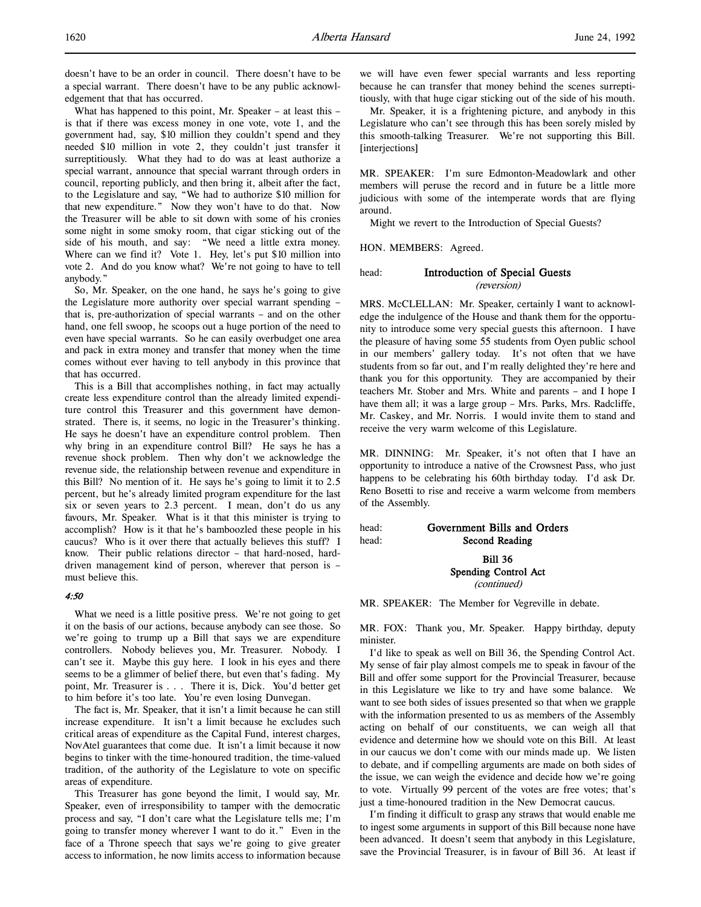doesn't have to be an order in council. There doesn't have to be a special warrant. There doesn't have to be any public acknowledgement that that has occurred.

What has happened to this point, Mr. Speaker – at least this – is that if there was excess money in one vote, vote 1, and the government had, say, $10 million they couldn't spend and they needed $10 million in vote 2, they couldn't just transfer it surreptitiously. What they had to do was at least authorize a special warrant, announce that special warrant through orders in council, reporting publicly, and then bring it, albeit after the fact, to the Legislature and say, "We had to authorize $10 million for that new expenditure." Now they won't have to do that. Now the Treasurer will be able to sit down with some of his cronies some night in some smoky room, that cigar sticking out of the side of his mouth, and say: "We need a little extra money. Where can we find it? Vote 1. Hey, let's put $10 million into vote 2. And do you know what? We're not going to have to tell anybody."

So, Mr. Speaker, on the one hand, he says he's going to give the Legislature more authority over special warrant spending – that is, pre-authorization of special warrants – and on the other hand, one fell swoop, he scoops out a huge portion of the need to even have special warrants. So he can easily overbudget one area and pack in extra money and transfer that money when the time comes without ever having to tell anybody in this province that that has occurred.

This is a Bill that accomplishes nothing, in fact may actually create less expenditure control than the already limited expenditure control this Treasurer and this government have demonstrated. There is, it seems, no logic in the Treasurer's thinking. He says he doesn't have an expenditure control problem. Then why bring in an expenditure control Bill? He says he has a revenue shock problem. Then why don't we acknowledge the revenue side, the relationship between revenue and expenditure in this Bill? No mention of it. He says he's going to limit it to 2.5 percent, but he's already limited program expenditure for the last six or seven years to 2.3 percent. I mean, don't do us any favours, Mr. Speaker. What is it that this minister is trying to accomplish? How is it that he's bamboozled these people in his caucus? Who is it over there that actually believes this stuff? I know. Their public relations director – that hard-nosed, hard-driven management kind of person, wherever that person is – must believe this.

*4:50*

What we need is a little positive press. We're not going to get it on the basis of our actions, because anybody can see those. So we're going to trump up a Bill that says we are expenditure controllers. Nobody believes you, Mr. Treasurer. Nobody. I can't see it. Maybe this guy here. I look in his eyes and there seems to be a glimmer of belief there, but even that's fading. My point, Mr. Treasurer is . . . There it is, Dick. You'd better get to him before it's too late. You're even losing Dunvegan.

The fact is, Mr. Speaker, that it isn't a limit because he can still increase expenditure. It isn't a limit because he excludes such critical areas of expenditure as the Capital Fund, interest charges, NovAtel guarantees that come due. It isn't a limit because it now begins to tinker with the time-honoured tradition, the time-valued tradition, of the authority of the Legislature to vote on specific areas of expenditure.

This Treasurer has gone beyond the limit, I would say, Mr. Speaker, even of irresponsibility to tamper with the democratic process and say, "I don't care what the Legislature tells me; I'm going to transfer money wherever I want to do it." Even in the face of a Throne speech that says we're going to give greater access to information, he now limits access to information because we will have even fewer special warrants and less reporting because he can transfer that money behind the scenes surreptitiously, with that huge cigar sticking out of the side of his mouth.

Mr. Speaker, it is a frightening picture, and anybody in this Legislature who can't see through this has been sorely misled by this smooth-talking Treasurer. We're not supporting this Bill. [interjections]

MR. SPEAKER: I'm sure Edmonton-Meadowlark and other members will peruse the record and in future be a little more judicious with some of the intemperate words that are flying around.

Might we revert to the Introduction of Special Guests?

HON. MEMBERS: Agreed.

## Introduction of Special Guests
*(reversion)*

MRS. McCLELLAN: Mr. Speaker, certainly I want to acknowledge the indulgence of the House and thank them for the opportunity to introduce some very special guests this afternoon. I have the pleasure of having some 55 students from Oyen public school in our members' gallery today. It's not often that we have students from so far out, and I'm really delighted they're here and thank you for this opportunity. They are accompanied by their teachers Mr. Stober and Mrs. White and parents – and I hope I have them all; it was a large group – Mrs. Parks, Mrs. Radcliffe, Mr. Caskey, and Mr. Norris. I would invite them to stand and receive the very warm welcome of this Legislature.

MR. DINNING: Mr. Speaker, it's not often that I have an opportunity to introduce a native of the Crowsnest Pass, who just happens to be celebrating his 60th birthday today. I'd ask Dr. Reno Bosetti to rise and receive a warm welcome from members of the Assembly.

## Government Bills and Orders
## Second Reading

### Bill 36
### Spending Control Act
*(continued)*

MR. SPEAKER: The Member for Vegreville in debate.

MR. FOX: Thank you, Mr. Speaker. Happy birthday, deputy minister.

I'd like to speak as well on Bill 36, the Spending Control Act. My sense of fair play almost compels me to speak in favour of the Bill and offer some support for the Provincial Treasurer, because in this Legislature we like to try and have some balance. We want to see both sides of issues presented so that when we grapple with the information presented to us as members of the Assembly acting on behalf of our constituents, we can weigh all that evidence and determine how we should vote on this Bill. At least in our caucus we don't come with our minds made up. We listen to debate, and if compelling arguments are made on both sides of the issue, we can weigh the evidence and decide how we're going to vote. Virtually 99 percent of the votes are free votes; that's just a time-honoured tradition in the New Democrat caucus.

I'm finding it difficult to grasp any straws that would enable me to ingest some arguments in support of this Bill because none have been advanced. It doesn't seem that anybody in this Legislature, save the Provincial Treasurer, is in favour of Bill 36. At least if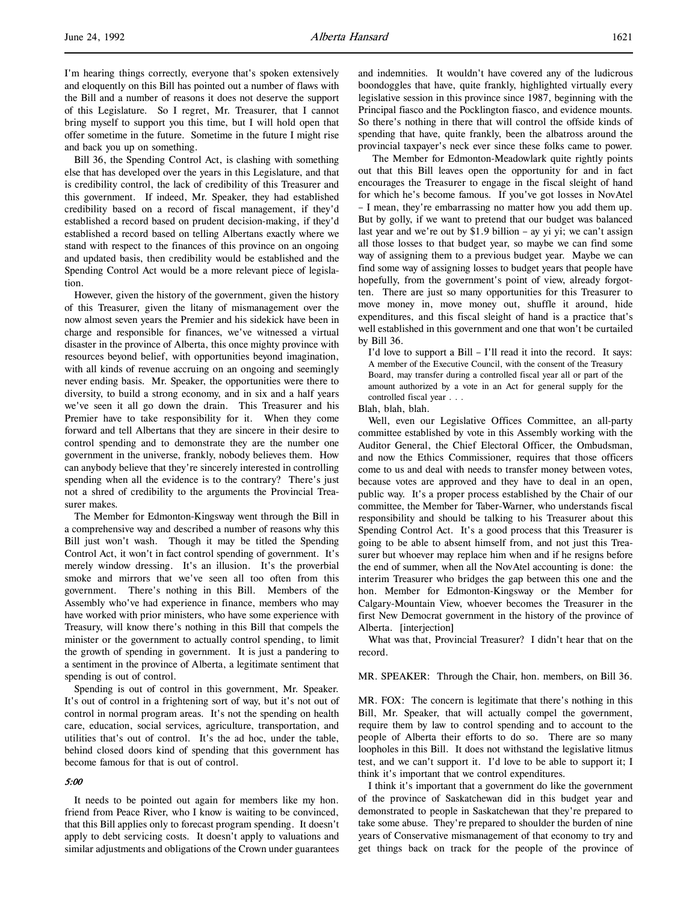I'm hearing things correctly, everyone that's spoken extensively and eloquently on this Bill has pointed out a number of flaws with the Bill and a number of reasons it does not deserve the support of this Legislature. So I regret, Mr. Treasurer, that I cannot bring myself to support you this time, but I will hold open that offer sometime in the future. Sometime in the future I might rise and back you up on something.

Bill 36, the Spending Control Act, is clashing with something else that has developed over the years in this Legislature, and that is credibility control, the lack of credibility of this Treasurer and this government. If indeed, Mr. Speaker, they had established credibility based on a record of fiscal management, if they'd established a record based on prudent decision-making, if they'd established a record based on telling Albertans exactly where we stand with respect to the finances of this province on an ongoing and updated basis, then credibility would be established and the Spending Control Act would be a more relevant piece of legislation.

However, given the history of the government, given the history of this Treasurer, given the litany of mismanagement over the now almost seven years the Premier and his sidekick have been in charge and responsible for finances, we've witnessed a virtual disaster in the province of Alberta, this once mighty province with resources beyond belief, with opportunities beyond imagination, with all kinds of revenue accruing on an ongoing and seemingly never ending basis. Mr. Speaker, the opportunities were there to diversity, to build a strong economy, and in six and a half years we've seen it all go down the drain. This Treasurer and his Premier have to take responsibility for it. When they come forward and tell Albertans that they are sincere in their desire to control spending and to demonstrate they are the number one government in the universe, frankly, nobody believes them. How can anybody believe that they're sincerely interested in controlling spending when all the evidence is to the contrary? There's just not a shred of credibility to the arguments the Provincial Treasurer makes.

The Member for Edmonton-Kingsway went through the Bill in a comprehensive way and described a number of reasons why this Bill just won't wash. Though it may be titled the Spending Control Act, it won't in fact control spending of government. It's merely window dressing. It's an illusion. It's the proverbial smoke and mirrors that we've seen all too often from this government. There's nothing in this Bill. Members of the Assembly who've had experience in finance, members who may have worked with prior ministers, who have some experience with Treasury, will know there's nothing in this Bill that compels the minister or the government to actually control spending, to limit the growth of spending in government. It is just a pandering to a sentiment in the province of Alberta, a legitimate sentiment that spending is out of control.

Spending is out of control in this government, Mr. Speaker. It's out of control in a frightening sort of way, but it's not out of control in normal program areas. It's not the spending on health care, education, social services, agriculture, transportation, and utilities that's out of control. It's the ad hoc, under the table, behind closed doors kind of spending that this government has become famous for that is out of control.

*5:00*

It needs to be pointed out again for members like my hon. friend from Peace River, who I know is waiting to be convinced, that this Bill applies only to forecast program spending. It doesn't apply to debt servicing costs. It doesn't apply to valuations and similar adjustments and obligations of the Crown under guarantees and indemnities. It wouldn't have covered any of the ludicrous boondoggles that have, quite frankly, highlighted virtually every legislative session in this province since 1987, beginning with the Principal fiasco and the Pocklington fiasco, and evidence mounts. So there's nothing in there that will control the offside kinds of spending that have, quite frankly, been the albatross around the provincial taxpayer's neck ever since these folks came to power.

The Member for Edmonton-Meadowlark quite rightly points out that this Bill leaves open the opportunity for and in fact encourages the Treasurer to engage in the fiscal sleight of hand for which he's become famous. If you've got losses in NovAtel – I mean, they're embarrassing no matter how you add them up. But by golly, if we want to pretend that our budget was balanced last year and we're out by $1.9 billion – ay yi yi; we can't assign all those losses to that budget year, so maybe we can find some way of assigning them to a previous budget year. Maybe we can find some way of assigning losses to budget years that people have hopefully, from the government's point of view, already forgotten. There are just so many opportunities for this Treasurer to move money in, move money out, shuffle it around, hide expenditures, and this fiscal sleight of hand is a practice that's well established in this government and one that won't be curtailed by Bill 36.

I'd love to support a Bill – I'll read it into the record. It says:

> A member of the Executive Council, with the consent of the Treasury Board, may transfer during a controlled fiscal year all or part of the amount authorized by a vote in an Act for general supply for the controlled fiscal year . . .

Blah, blah, blah.

Well, even our Legislative Offices Committee, an all-party committee established by vote in this Assembly working with the Auditor General, the Chief Electoral Officer, the Ombudsman, and now the Ethics Commissioner, requires that those officers come to us and deal with needs to transfer money between votes, because votes are approved and they have to deal in an open, public way. It's a proper process established by the Chair of our committee, the Member for Taber-Warner, who understands fiscal responsibility and should be talking to his Treasurer about this Spending Control Act. It's a good process that this Treasurer is going to be able to absent himself from, and not just this Treasurer but whoever may replace him when and if he resigns before the end of summer, when all the NovAtel accounting is done: the interim Treasurer who bridges the gap between this one and the hon. Member for Edmonton-Kingsway or the Member for Calgary-Mountain View, whoever becomes the Treasurer in the first New Democrat government in the history of the province of Alberta. [interjection]

What was that, Provincial Treasurer? I didn't hear that on the record.

MR. SPEAKER: Through the Chair, hon. members, on Bill 36.

MR. FOX: The concern is legitimate that there's nothing in this Bill, Mr. Speaker, that will actually compel the government, require them by law to control spending and to account to the people of Alberta their efforts to do so. There are so many loopholes in this Bill. It does not withstand the legislative litmus test, and we can't support it. I'd love to be able to support it; I think it's important that we control expenditures.

I think it's important that a government do like the government of the province of Saskatchewan did in this budget year and demonstrated to people in Saskatchewan that they're prepared to take some abuse. They're prepared to shoulder the burden of nine years of Conservative mismanagement of that economy to try and get things back on track for the people of the province of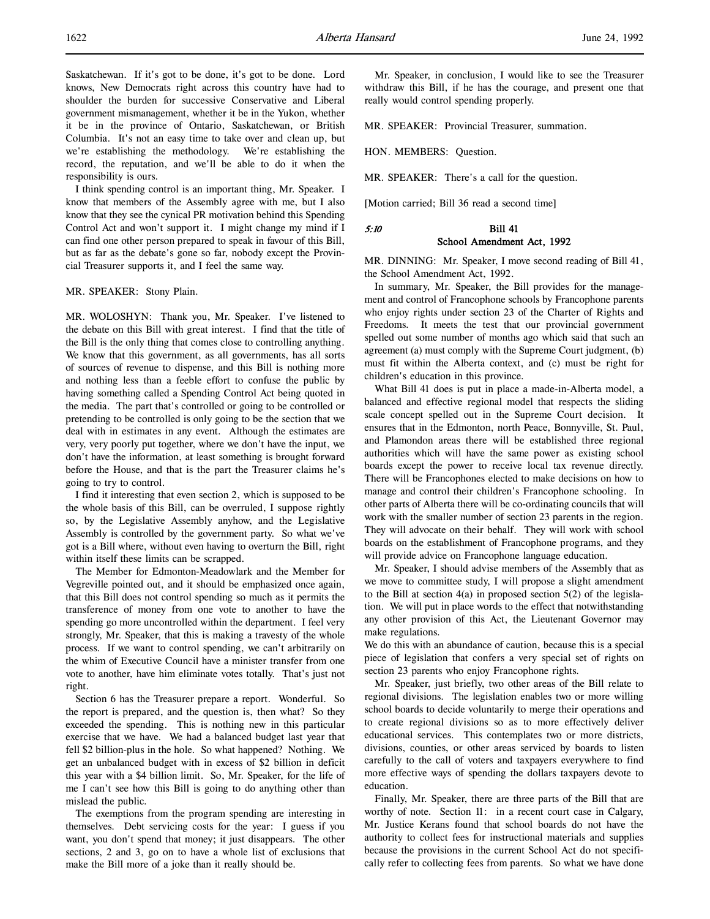Saskatchewan. If it's got to be done, it's got to be done. Lord knows, New Democrats right across this country have had to shoulder the burden for successive Conservative and Liberal government mismanagement, whether it be in the Yukon, whether it be in the province of Ontario, Saskatchewan, or British Columbia. It's not an easy time to take over and clean up, but we're establishing the methodology. We're establishing the record, the reputation, and we'll be able to do it when the responsibility is ours.

I think spending control is an important thing, Mr. Speaker. I know that members of the Assembly agree with me, but I also know that they see the cynical PR motivation behind this Spending Control Act and won't support it. I might change my mind if I can find one other person prepared to speak in favour of this Bill, but as far as the debate's gone so far, nobody except the Provincial Treasurer supports it, and I feel the same way.

MR. SPEAKER: Stony Plain.

MR. WOLOSHYN: Thank you, Mr. Speaker. I've listened to the debate on this Bill with great interest. I find that the title of the Bill is the only thing that comes close to controlling anything. We know that this government, as all governments, has all sorts of sources of revenue to dispense, and this Bill is nothing more and nothing less than a feeble effort to confuse the public by having something called a Spending Control Act being quoted in the media. The part that's controlled or going to be controlled or pretending to be controlled is only going to be the section that we deal with in estimates in any event. Although the estimates are very, very poorly put together, where we don't have the input, we don't have the information, at least something is brought forward before the House, and that is the part the Treasurer claims he's going to try to control.

I find it interesting that even section 2, which is supposed to be the whole basis of this Bill, can be overruled, I suppose rightly so, by the Legislative Assembly anyhow, and the Legislative Assembly is controlled by the government party. So what we've got is a Bill where, without even having to overturn the Bill, right within itself these limits can be scrapped.

The Member for Edmonton-Meadowlark and the Member for Vegreville pointed out, and it should be emphasized once again, that this Bill does not control spending so much as it permits the transference of money from one vote to another to have the spending go more uncontrolled within the department. I feel very strongly, Mr. Speaker, that this is making a travesty of the whole process. If we want to control spending, we can't arbitrarily on the whim of Executive Council have a minister transfer from one vote to another, have him eliminate votes totally. That's just not right.

Section 6 has the Treasurer prepare a report. Wonderful. So the report is prepared, and the question is, then what? So they exceeded the spending. This is nothing new in this particular exercise that we have. We had a balanced budget last year that fell $2 billion-plus in the hole. So what happened? Nothing. We get an unbalanced budget with in excess of $2 billion in deficit this year with a $4 billion limit. So, Mr. Speaker, for the life of me I can't see how this Bill is going to do anything other than mislead the public.

The exemptions from the program spending are interesting in themselves. Debt servicing costs for the year: I guess if you want, you don't spend that money; it just disappears. The other sections, 2 and 3, go on to have a whole list of exclusions that make the Bill more of a joke than it really should be.

Mr. Speaker, in conclusion, I would like to see the Treasurer withdraw this Bill, if he has the courage, and present one that really would control spending properly.

MR. SPEAKER: Provincial Treasurer, summation.

HON. MEMBERS: Question.

MR. SPEAKER: There's a call for the question.

[Motion carried; Bill 36 read a second time]

*5:10*

## Bill 41
## School Amendment Act, 1992

MR. DINNING: Mr. Speaker, I move second reading of Bill 41, the School Amendment Act, 1992.

In summary, Mr. Speaker, the Bill provides for the management and control of Francophone schools by Francophone parents who enjoy rights under section 23 of the Charter of Rights and Freedoms. It meets the test that our provincial government spelled out some number of months ago which said that such an agreement (a) must comply with the Supreme Court judgment, (b) must fit within the Alberta context, and (c) must be right for children's education in this province.

What Bill 41 does is put in place a made-in-Alberta model, a balanced and effective regional model that respects the sliding scale concept spelled out in the Supreme Court decision. It ensures that in the Edmonton, north Peace, Bonnyville, St. Paul, and Plamondon areas there will be established three regional authorities which will have the same power as existing school boards except the power to receive local tax revenue directly. There will be Francophones elected to make decisions on how to manage and control their children's Francophone schooling. In other parts of Alberta there will be co-ordinating councils that will work with the smaller number of section 23 parents in the region. They will advocate on their behalf. They will work with school boards on the establishment of Francophone programs, and they will provide advice on Francophone language education.

Mr. Speaker, I should advise members of the Assembly that as we move to committee study, I will propose a slight amendment to the Bill at section 4(a) in proposed section 5(2) of the legislation. We will put in place words to the effect that notwithstanding any other provision of this Act, the Lieutenant Governor may make regulations.

We do this with an abundance of caution, because this is a special piece of legislation that confers a very special set of rights on section 23 parents who enjoy Francophone rights.

Mr. Speaker, just briefly, two other areas of the Bill relate to regional divisions. The legislation enables two or more willing school boards to decide voluntarily to merge their operations and to create regional divisions so as to more effectively deliver educational services. This contemplates two or more districts, divisions, counties, or other areas serviced by boards to listen carefully to the call of voters and taxpayers everywhere to find more effective ways of spending the dollars taxpayers devote to education.

Finally, Mr. Speaker, there are three parts of the Bill that are worthy of note. Section 11: in a recent court case in Calgary, Mr. Justice Kerans found that school boards do not have the authority to collect fees for instructional materials and supplies because the provisions in the current School Act do not specifically refer to collecting fees from parents. So what we have done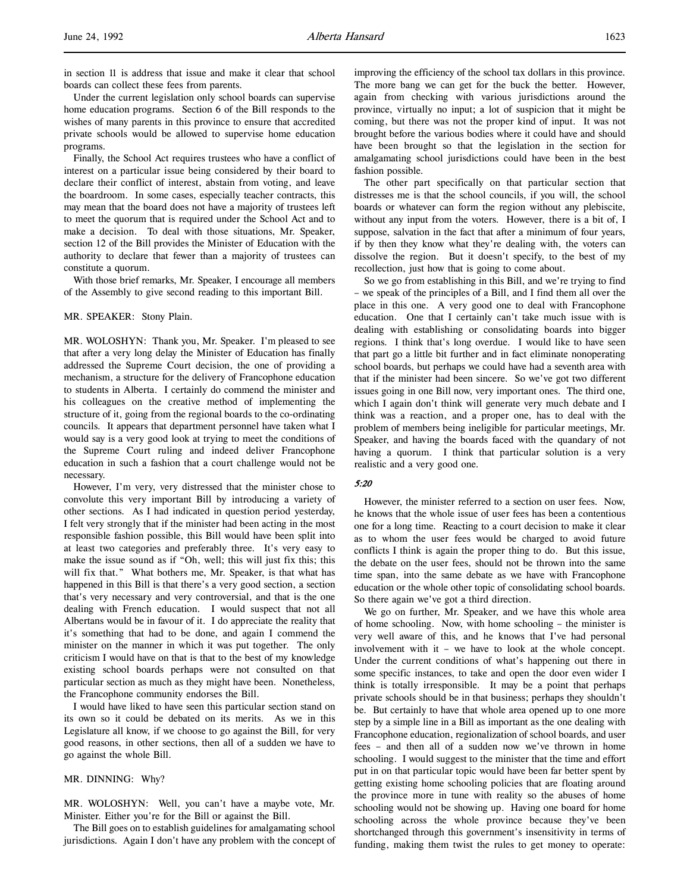in section 11 is address that issue and make it clear that school boards can collect these fees from parents.

Under the current legislation only school boards can supervise home education programs. Section 6 of the Bill responds to the wishes of many parents in this province to ensure that accredited private schools would be allowed to supervise home education programs.

Finally, the School Act requires trustees who have a conflict of interest on a particular issue being considered by their board to declare their conflict of interest, abstain from voting, and leave the boardroom. In some cases, especially teacher contracts, this may mean that the board does not have a majority of trustees left to meet the quorum that is required under the School Act and to make a decision. To deal with those situations, Mr. Speaker, section 12 of the Bill provides the Minister of Education with the authority to declare that fewer than a majority of trustees can constitute a quorum.

With those brief remarks, Mr. Speaker, I encourage all members of the Assembly to give second reading to this important Bill.

MR. SPEAKER: Stony Plain.

MR. WOLOSHYN: Thank you, Mr. Speaker. I'm pleased to see that after a very long delay the Minister of Education has finally addressed the Supreme Court decision, the one of providing a mechanism, a structure for the delivery of Francophone education to students in Alberta. I certainly do commend the minister and his colleagues on the creative method of implementing the structure of it, going from the regional boards to the co-ordinating councils. It appears that department personnel have taken what I would say is a very good look at trying to meet the conditions of the Supreme Court ruling and indeed deliver Francophone education in such a fashion that a court challenge would not be necessary.

However, I'm very, very distressed that the minister chose to convolute this very important Bill by introducing a variety of other sections. As I had indicated in question period yesterday, I felt very strongly that if the minister had been acting in the most responsible fashion possible, this Bill would have been split into at least two categories and preferably three. It's very easy to make the issue sound as if "Oh, well; this will just fix this; this will fix that." What bothers me, Mr. Speaker, is that what has happened in this Bill is that there's a very good section, a section that's very necessary and very controversial, and that is the one dealing with French education. I would suspect that not all Albertans would be in favour of it. I do appreciate the reality that it's something that had to be done, and again I commend the minister on the manner in which it was put together. The only criticism I would have on that is that to the best of my knowledge existing school boards perhaps were not consulted on that particular section as much as they might have been. Nonetheless, the Francophone community endorses the Bill.

I would have liked to have seen this particular section stand on its own so it could be debated on its merits. As we in this Legislature all know, if we choose to go against the Bill, for very good reasons, in other sections, then all of a sudden we have to go against the whole Bill.

MR. DINNING: Why?

MR. WOLOSHYN: Well, you can't have a maybe vote, Mr. Minister. Either you're for the Bill or against the Bill.

The Bill goes on to establish guidelines for amalgamating school jurisdictions. Again I don't have any problem with the concept of improving the efficiency of the school tax dollars in this province. The more bang we can get for the buck the better. However, again from checking with various jurisdictions around the province, virtually no input; a lot of suspicion that it might be coming, but there was not the proper kind of input. It was not brought before the various bodies where it could have and should have been brought so that the legislation in the section for amalgamating school jurisdictions could have been in the best fashion possible.

The other part specifically on that particular section that distresses me is that the school councils, if you will, the school boards or whatever can form the region without any plebiscite, without any input from the voters. However, there is a bit of, I suppose, salvation in the fact that after a minimum of four years, if by then they know what they're dealing with, the voters can dissolve the region. But it doesn't specify, to the best of my recollection, just how that is going to come about.

So we go from establishing in this Bill, and we're trying to find – we speak of the principles of a Bill, and I find them all over the place in this one. A very good one to deal with Francophone education. One that I certainly can't take much issue with is dealing with establishing or consolidating boards into bigger regions. I think that's long overdue. I would like to have seen that part go a little bit further and in fact eliminate nonoperating school boards, but perhaps we could have had a seventh area with that if the minister had been sincere. So we've got two different issues going in one Bill now, very important ones. The third one, which I again don't think will generate very much debate and I think was a reaction, and a proper one, has to deal with the problem of members being ineligible for particular meetings, Mr. Speaker, and having the boards faced with the quandary of not having a quorum. I think that particular solution is a very realistic and a very good one.

*5:20*

However, the minister referred to a section on user fees. Now, he knows that the whole issue of user fees has been a contentious one for a long time. Reacting to a court decision to make it clear as to whom the user fees would be charged to avoid future conflicts I think is again the proper thing to do. But this issue, the debate on the user fees, should not be thrown into the same time span, into the same debate as we have with Francophone education or the whole other topic of consolidating school boards. So there again we've got a third direction.

We go on further, Mr. Speaker, and we have this whole area of home schooling. Now, with home schooling – the minister is very well aware of this, and he knows that I've had personal involvement with it – we have to look at the whole concept. Under the current conditions of what's happening out there in some specific instances, to take and open the door even wider I think is totally irresponsible. It may be a point that perhaps private schools should be in that business; perhaps they shouldn't be. But certainly to have that whole area opened up to one more step by a simple line in a Bill as important as the one dealing with Francophone education, regionalization of school boards, and user fees – and then all of a sudden now we've thrown in home schooling. I would suggest to the minister that the time and effort put in on that particular topic would have been far better spent by getting existing home schooling policies that are floating around the province more in tune with reality so the abuses of home schooling would not be showing up. Having one board for home schooling across the whole province because they've been shortchanged through this government's insensitivity in terms of funding, making them twist the rules to get money to operate: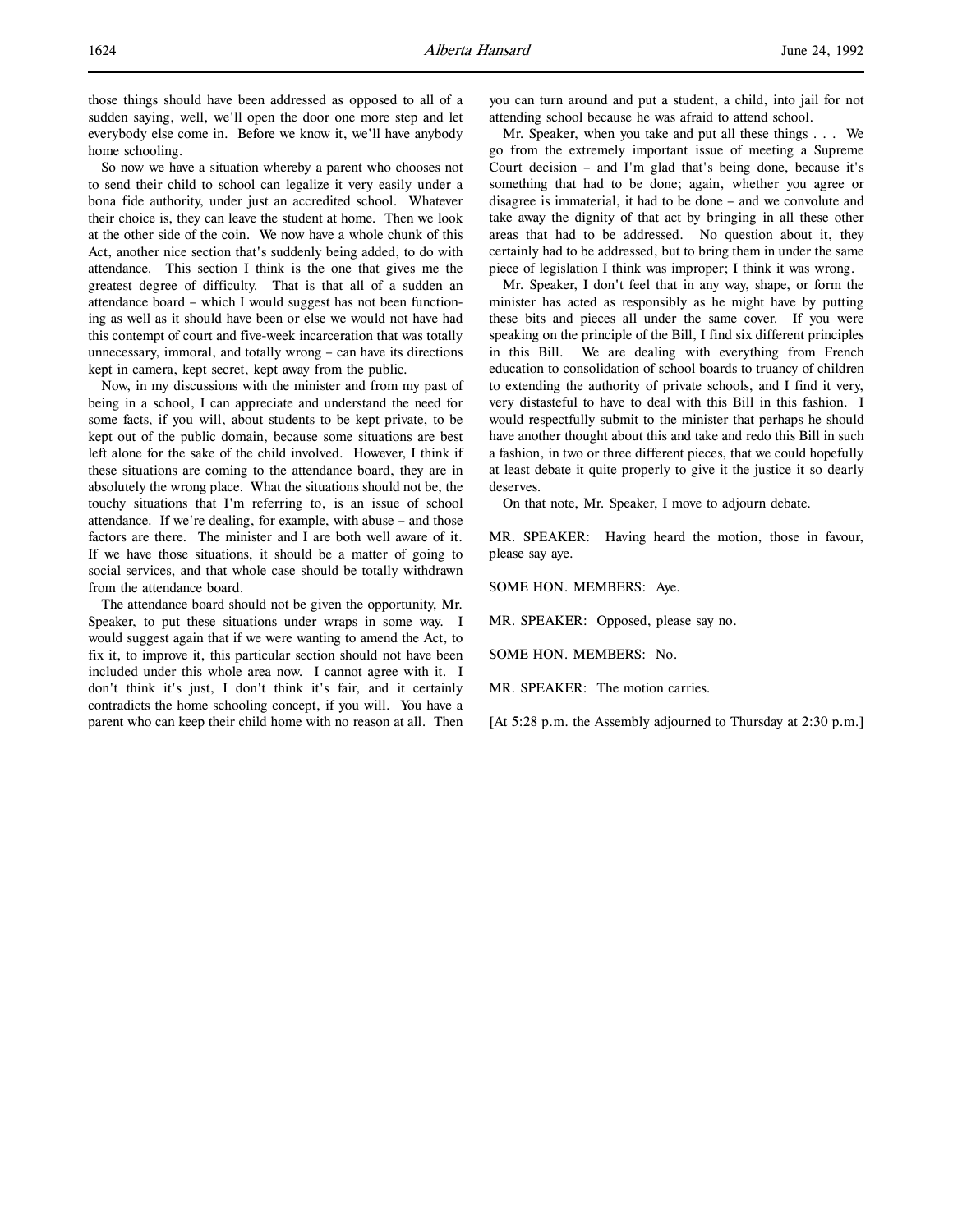those things should have been addressed as opposed to all of a sudden saying, well, we'll open the door one more step and let everybody else come in. Before we know it, we'll have anybody home schooling.

So now we have a situation whereby a parent who chooses not to send their child to school can legalize it very easily under a bona fide authority, under just an accredited school. Whatever their choice is, they can leave the student at home. Then we look at the other side of the coin. We now have a whole chunk of this Act, another nice section that's suddenly being added, to do with attendance. This section I think is the one that gives me the greatest degree of difficulty. That is that all of a sudden an attendance board – which I would suggest has not been functioning as well as it should have been or else we would not have had this contempt of court and five-week incarceration that was totally unnecessary, immoral, and totally wrong – can have its directions kept in camera, kept secret, kept away from the public.

Now, in my discussions with the minister and from my past of being in a school, I can appreciate and understand the need for some facts, if you will, about students to be kept private, to be kept out of the public domain, because some situations are best left alone for the sake of the child involved. However, I think if these situations are coming to the attendance board, they are in absolutely the wrong place. What the situations should not be, the touchy situations that I'm referring to, is an issue of school attendance. If we're dealing, for example, with abuse – and those factors are there. The minister and I are both well aware of it. If we have those situations, it should be a matter of going to social services, and that whole case should be totally withdrawn from the attendance board.

The attendance board should not be given the opportunity, Mr. Speaker, to put these situations under wraps in some way. I would suggest again that if we were wanting to amend the Act, to fix it, to improve it, this particular section should not have been included under this whole area now. I cannot agree with it. I don't think it's just, I don't think it's fair, and it certainly contradicts the home schooling concept, if you will. You have a parent who can keep their child home with no reason at all. Then you can turn around and put a student, a child, into jail for not attending school because he was afraid to attend school.

Mr. Speaker, when you take and put all these things . . . We go from the extremely important issue of meeting a Supreme Court decision – and I'm glad that's being done, because it's something that had to be done; again, whether you agree or disagree is immaterial, it had to be done – and we convolute and take away the dignity of that act by bringing in all these other areas that had to be addressed. No question about it, they certainly had to be addressed, but to bring them in under the same piece of legislation I think was improper; I think it was wrong.

Mr. Speaker, I don't feel that in any way, shape, or form the minister has acted as responsibly as he might have by putting these bits and pieces all under the same cover. If you were speaking on the principle of the Bill, I find six different principles in this Bill. We are dealing with everything from French education to consolidation of school boards to truancy of children to extending the authority of private schools, and I find it very, very distasteful to have to deal with this Bill in this fashion. I would respectfully submit to the minister that perhaps he should have another thought about this and take and redo this Bill in such a fashion, in two or three different pieces, that we could hopefully at least debate it quite properly to give it the justice it so dearly deserves.

On that note, Mr. Speaker, I move to adjourn debate.

MR. SPEAKER: Having heard the motion, those in favour, please say aye.

SOME HON. MEMBERS: Aye.

MR. SPEAKER: Opposed, please say no.

SOME HON. MEMBERS: No.

MR. SPEAKER: The motion carries.

[At 5:28 p.m. the Assembly adjourned to Thursday at 2:30 p.m.]